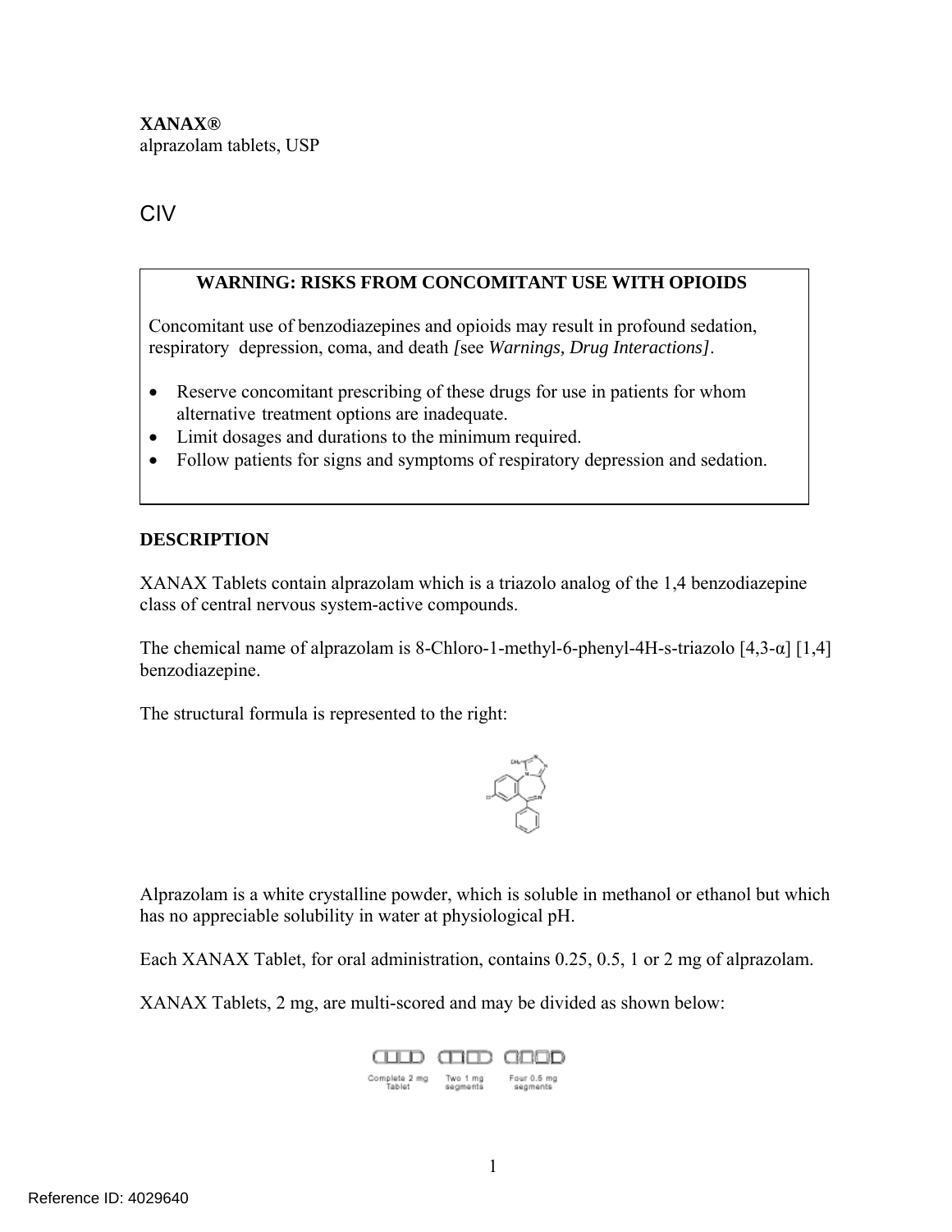**XANAX®**
alprazolam tablets, USP

CIV

| WARNING: RISKS FROM CONCOMITANT USE WITH OPIOIDS |
|---|
| Concomitant use of benzodiazepines and opioids may result in profound sedation, respiratory depression, coma, and death *[*see *Warnings, Drug Interactions]*.<br><br>• Reserve concomitant prescribing of these drugs for use in patients for whom alternative treatment options are inadequate.<br>• Limit dosages and durations to the minimum required.<br>• Follow patients for signs and symptoms of respiratory depression and sedation. |

## DESCRIPTION

XANAX Tablets contain alprazolam which is a triazolo analog of the 1,4 benzodiazepine class of central nervous system-active compounds.

The chemical name of alprazolam is 8-Chloro-1-methyl-6-phenyl-4H-s-triazolo [4,3-α] [1,4] benzodiazepine.

The structural formula is represented to the right:

Alprazolam is a white crystalline powder, which is soluble in methanol or ethanol but which has no appreciable solubility in water at physiological pH.

Each XANAX Tablet, for oral administration, contains 0.25, 0.5, 1 or 2 mg of alprazolam.

XANAX Tablets, 2 mg, are multi-scored and may be divided as shown below:

Complete 2 mg Tablet    Two 1 mg segments    Four 0.5 mg segments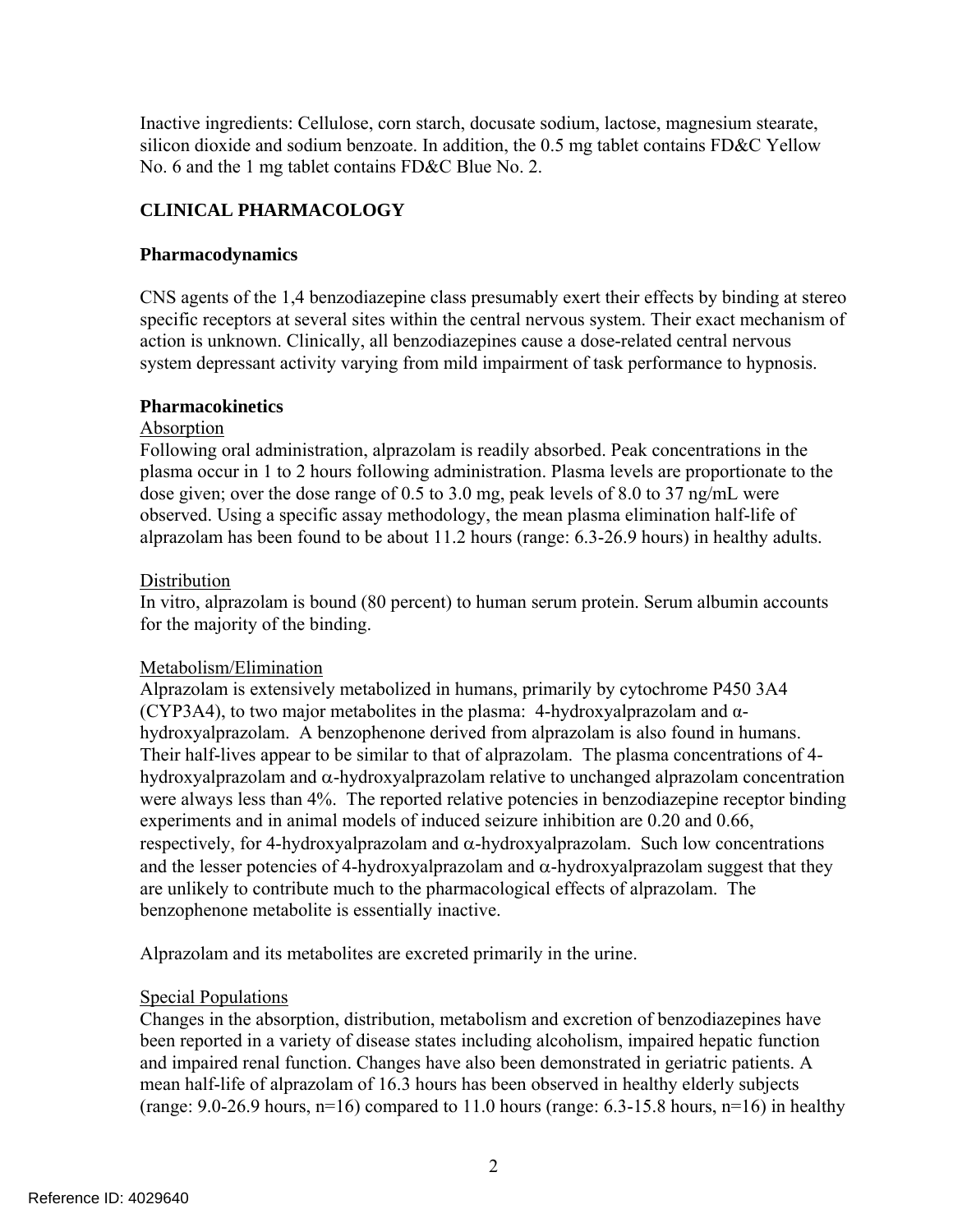Inactive ingredients: Cellulose, corn starch, docusate sodium, lactose, magnesium stearate, silicon dioxide and sodium benzoate. In addition, the 0.5 mg tablet contains FD&C Yellow No. 6 and the 1 mg tablet contains FD&C Blue No. 2.

## CLINICAL PHARMACOLOGY

### Pharmacodynamics

CNS agents of the 1,4 benzodiazepine class presumably exert their effects by binding at stereo specific receptors at several sites within the central nervous system. Their exact mechanism of action is unknown. Clinically, all benzodiazepines cause a dose-related central nervous system depressant activity varying from mild impairment of task performance to hypnosis.

### Pharmacokinetics

Absorption

Following oral administration, alprazolam is readily absorbed. Peak concentrations in the plasma occur in 1 to 2 hours following administration. Plasma levels are proportionate to the dose given; over the dose range of 0.5 to 3.0 mg, peak levels of 8.0 to 37 ng/mL were observed. Using a specific assay methodology, the mean plasma elimination half-life of alprazolam has been found to be about 11.2 hours (range: 6.3-26.9 hours) in healthy adults.

Distribution

In vitro, alprazolam is bound (80 percent) to human serum protein. Serum albumin accounts for the majority of the binding.

Metabolism/Elimination

Alprazolam is extensively metabolized in humans, primarily by cytochrome P450 3A4 (CYP3A4), to two major metabolites in the plasma: 4-hydroxyalprazolam and α-hydroxyalprazolam. A benzophenone derived from alprazolam is also found in humans. Their half-lives appear to be similar to that of alprazolam. The plasma concentrations of 4-hydroxyalprazolam and α-hydroxyalprazolam relative to unchanged alprazolam concentration were always less than 4%. The reported relative potencies in benzodiazepine receptor binding experiments and in animal models of induced seizure inhibition are 0.20 and 0.66, respectively, for 4-hydroxyalprazolam and α-hydroxyalprazolam. Such low concentrations and the lesser potencies of 4-hydroxyalprazolam and α-hydroxyalprazolam suggest that they are unlikely to contribute much to the pharmacological effects of alprazolam. The benzophenone metabolite is essentially inactive.

Alprazolam and its metabolites are excreted primarily in the urine.

Special Populations

Changes in the absorption, distribution, metabolism and excretion of benzodiazepines have been reported in a variety of disease states including alcoholism, impaired hepatic function and impaired renal function. Changes have also been demonstrated in geriatric patients. A mean half-life of alprazolam of 16.3 hours has been observed in healthy elderly subjects (range: 9.0-26.9 hours, n=16) compared to 11.0 hours (range: 6.3-15.8 hours, n=16) in healthy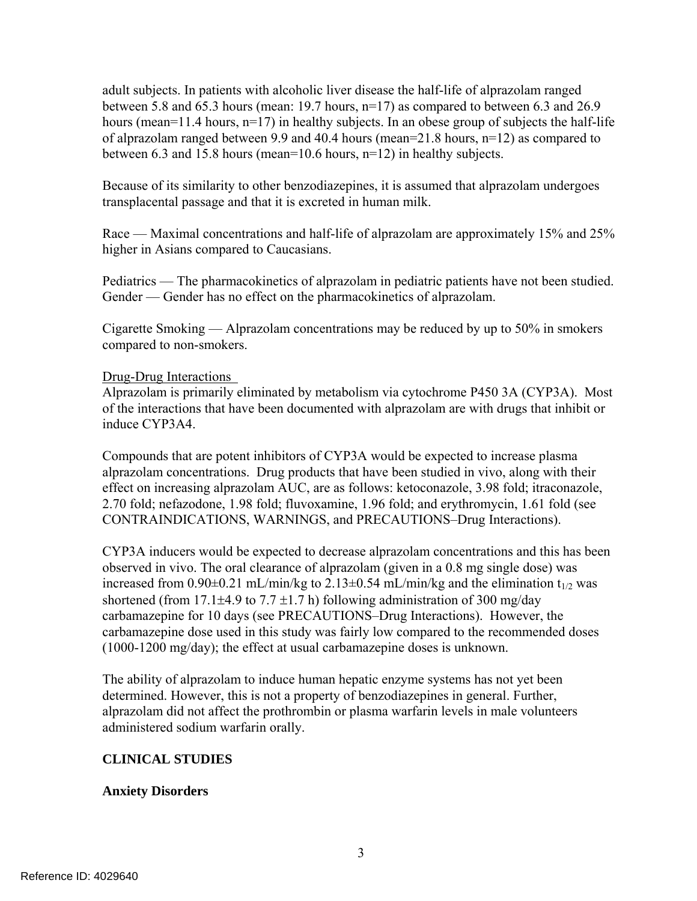adult subjects. In patients with alcoholic liver disease the half-life of alprazolam ranged between 5.8 and 65.3 hours (mean: 19.7 hours, n=17) as compared to between 6.3 and 26.9 hours (mean=11.4 hours, n=17) in healthy subjects. In an obese group of subjects the half-life of alprazolam ranged between 9.9 and 40.4 hours (mean=21.8 hours, n=12) as compared to between 6.3 and 15.8 hours (mean=10.6 hours, n=12) in healthy subjects.

Because of its similarity to other benzodiazepines, it is assumed that alprazolam undergoes transplacental passage and that it is excreted in human milk.

Race — Maximal concentrations and half-life of alprazolam are approximately 15% and 25% higher in Asians compared to Caucasians.

Pediatrics — The pharmacokinetics of alprazolam in pediatric patients have not been studied. Gender — Gender has no effect on the pharmacokinetics of alprazolam.

Cigarette Smoking — Alprazolam concentrations may be reduced by up to 50% in smokers compared to non-smokers.

Drug-Drug Interactions

Alprazolam is primarily eliminated by metabolism via cytochrome P450 3A (CYP3A). Most of the interactions that have been documented with alprazolam are with drugs that inhibit or induce CYP3A4.

Compounds that are potent inhibitors of CYP3A would be expected to increase plasma alprazolam concentrations. Drug products that have been studied in vivo, along with their effect on increasing alprazolam AUC, are as follows: ketoconazole, 3.98 fold; itraconazole, 2.70 fold; nefazodone, 1.98 fold; fluvoxamine, 1.96 fold; and erythromycin, 1.61 fold (see CONTRAINDICATIONS, WARNINGS, and PRECAUTIONS–Drug Interactions).

CYP3A inducers would be expected to decrease alprazolam concentrations and this has been observed in vivo. The oral clearance of alprazolam (given in a 0.8 mg single dose) was increased from 0.90±0.21 mL/min/kg to 2.13±0.54 mL/min/kg and the elimination $t_{1/2}$ was shortened (from 17.1±4.9 to 7.7 ±1.7 h) following administration of 300 mg/day carbamazepine for 10 days (see PRECAUTIONS–Drug Interactions). However, the carbamazepine dose used in this study was fairly low compared to the recommended doses (1000-1200 mg/day); the effect at usual carbamazepine doses is unknown.

The ability of alprazolam to induce human hepatic enzyme systems has not yet been determined. However, this is not a property of benzodiazepines in general. Further, alprazolam did not affect the prothrombin or plasma warfarin levels in male volunteers administered sodium warfarin orally.

## CLINICAL STUDIES

### Anxiety Disorders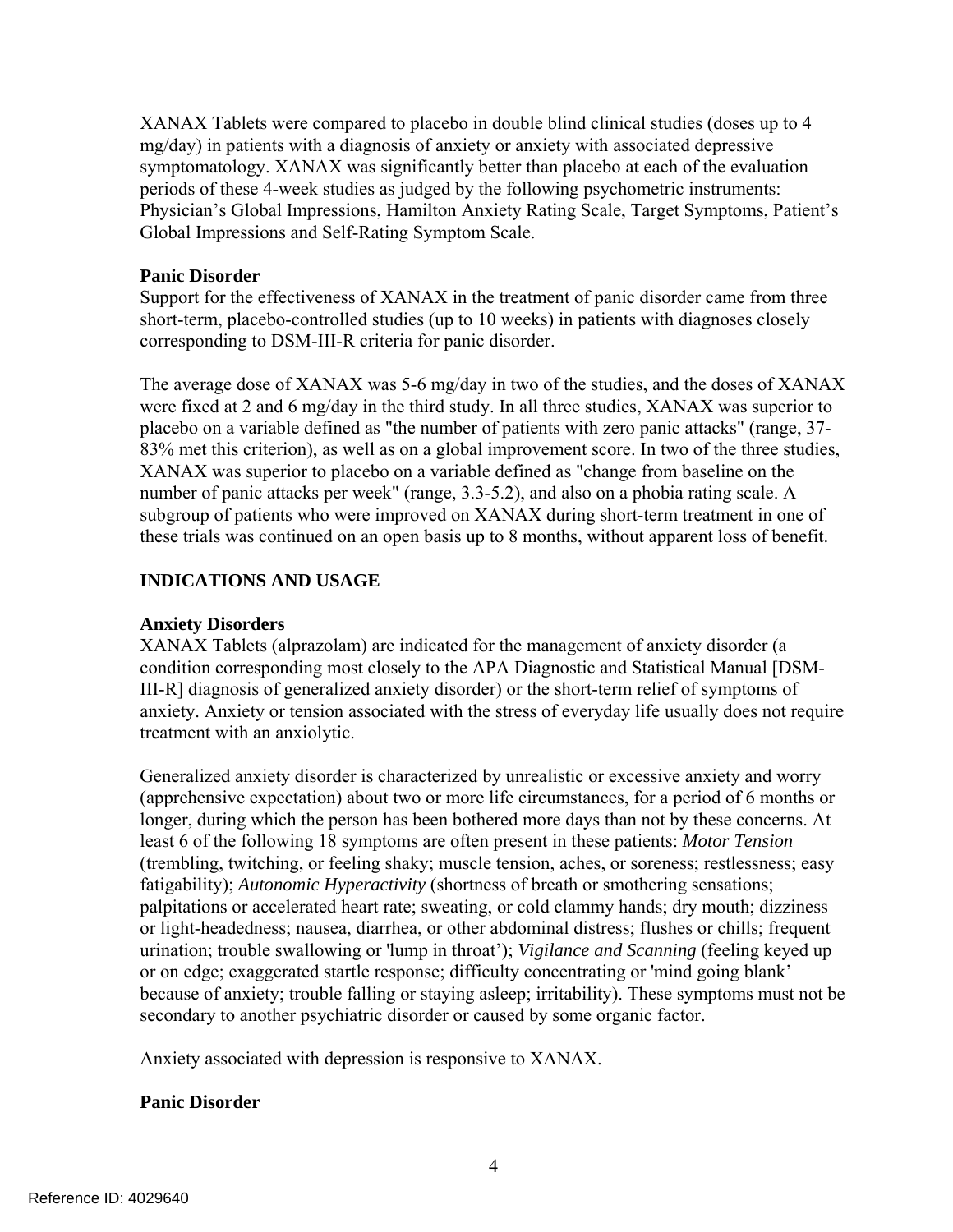XANAX Tablets were compared to placebo in double blind clinical studies (doses up to 4 mg/day) in patients with a diagnosis of anxiety or anxiety with associated depressive symptomatology. XANAX was significantly better than placebo at each of the evaluation periods of these 4-week studies as judged by the following psychometric instruments: Physician's Global Impressions, Hamilton Anxiety Rating Scale, Target Symptoms, Patient's Global Impressions and Self-Rating Symptom Scale.

**Panic Disorder**

Support for the effectiveness of XANAX in the treatment of panic disorder came from three short-term, placebo-controlled studies (up to 10 weeks) in patients with diagnoses closely corresponding to DSM-III-R criteria for panic disorder.

The average dose of XANAX was 5-6 mg/day in two of the studies, and the doses of XANAX were fixed at 2 and 6 mg/day in the third study. In all three studies, XANAX was superior to placebo on a variable defined as "the number of patients with zero panic attacks" (range, 37-83% met this criterion), as well as on a global improvement score. In two of the three studies, XANAX was superior to placebo on a variable defined as "change from baseline on the number of panic attacks per week" (range, 3.3-5.2), and also on a phobia rating scale. A subgroup of patients who were improved on XANAX during short-term treatment in one of these trials was continued on an open basis up to 8 months, without apparent loss of benefit.

## INDICATIONS AND USAGE

**Anxiety Disorders**

XANAX Tablets (alprazolam) are indicated for the management of anxiety disorder (a condition corresponding most closely to the APA Diagnostic and Statistical Manual [DSM-III-R] diagnosis of generalized anxiety disorder) or the short-term relief of symptoms of anxiety. Anxiety or tension associated with the stress of everyday life usually does not require treatment with an anxiolytic.

Generalized anxiety disorder is characterized by unrealistic or excessive anxiety and worry (apprehensive expectation) about two or more life circumstances, for a period of 6 months or longer, during which the person has been bothered more days than not by these concerns. At least 6 of the following 18 symptoms are often present in these patients: *Motor Tension* (trembling, twitching, or feeling shaky; muscle tension, aches, or soreness; restlessness; easy fatigability); *Autonomic Hyperactivity* (shortness of breath or smothering sensations; palpitations or accelerated heart rate; sweating, or cold clammy hands; dry mouth; dizziness or light-headedness; nausea, diarrhea, or other abdominal distress; flushes or chills; frequent urination; trouble swallowing or 'lump in throat'); *Vigilance and Scanning* (feeling keyed up or on edge; exaggerated startle response; difficulty concentrating or 'mind going blank' because of anxiety; trouble falling or staying asleep; irritability). These symptoms must not be secondary to another psychiatric disorder or caused by some organic factor.

Anxiety associated with depression is responsive to XANAX.

**Panic Disorder**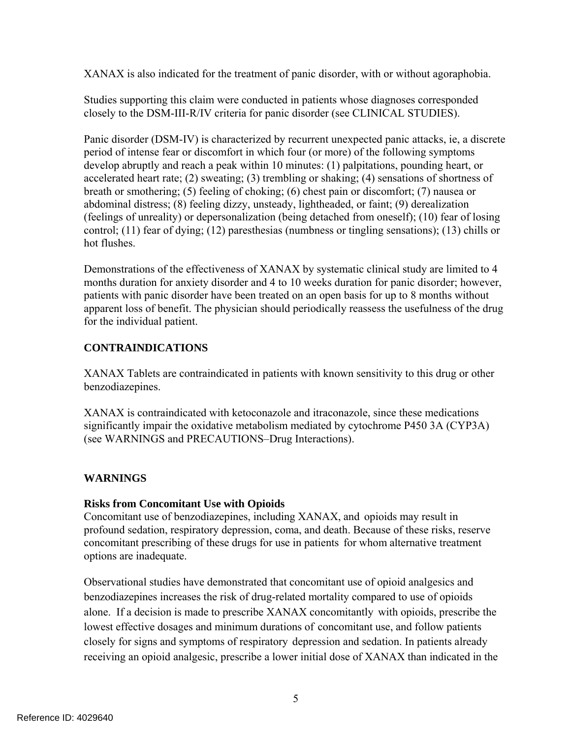XANAX is also indicated for the treatment of panic disorder, with or without agoraphobia.

Studies supporting this claim were conducted in patients whose diagnoses corresponded closely to the DSM-III-R/IV criteria for panic disorder (see CLINICAL STUDIES).

Panic disorder (DSM-IV) is characterized by recurrent unexpected panic attacks, ie, a discrete period of intense fear or discomfort in which four (or more) of the following symptoms develop abruptly and reach a peak within 10 minutes: (1) palpitations, pounding heart, or accelerated heart rate; (2) sweating; (3) trembling or shaking; (4) sensations of shortness of breath or smothering; (5) feeling of choking; (6) chest pain or discomfort; (7) nausea or abdominal distress; (8) feeling dizzy, unsteady, lightheaded, or faint; (9) derealization (feelings of unreality) or depersonalization (being detached from oneself); (10) fear of losing control; (11) fear of dying; (12) paresthesias (numbness or tingling sensations); (13) chills or hot flushes.

Demonstrations of the effectiveness of XANAX by systematic clinical study are limited to 4 months duration for anxiety disorder and 4 to 10 weeks duration for panic disorder; however, patients with panic disorder have been treated on an open basis for up to 8 months without apparent loss of benefit. The physician should periodically reassess the usefulness of the drug for the individual patient.

## CONTRAINDICATIONS

XANAX Tablets are contraindicated in patients with known sensitivity to this drug or other benzodiazepines.

XANAX is contraindicated with ketoconazole and itraconazole, since these medications significantly impair the oxidative metabolism mediated by cytochrome P450 3A (CYP3A) (see WARNINGS and PRECAUTIONS–Drug Interactions).

## WARNINGS

### Risks from Concomitant Use with Opioids

Concomitant use of benzodiazepines, including XANAX, and opioids may result in profound sedation, respiratory depression, coma, and death. Because of these risks, reserve concomitant prescribing of these drugs for use in patients for whom alternative treatment options are inadequate.

Observational studies have demonstrated that concomitant use of opioid analgesics and benzodiazepines increases the risk of drug-related mortality compared to use of opioids alone. If a decision is made to prescribe XANAX concomitantly with opioids, prescribe the lowest effective dosages and minimum durations of concomitant use, and follow patients closely for signs and symptoms of respiratory depression and sedation. In patients already receiving an opioid analgesic, prescribe a lower initial dose of XANAX than indicated in the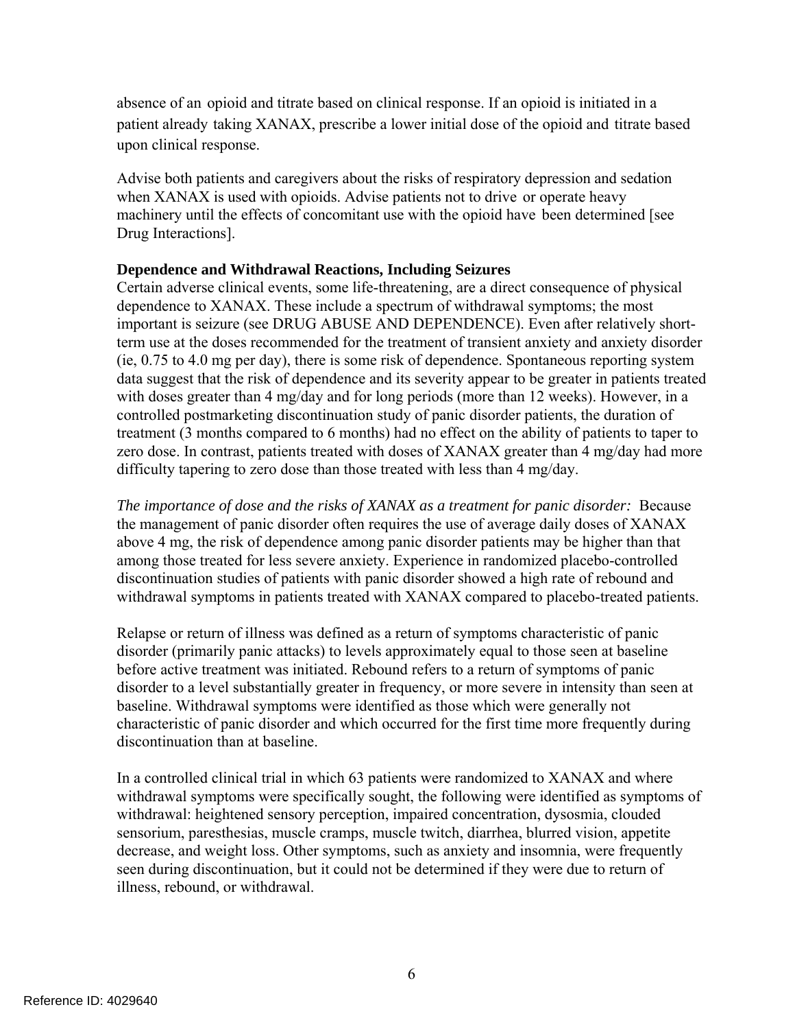absence of an opioid and titrate based on clinical response. If an opioid is initiated in a patient already taking XANAX, prescribe a lower initial dose of the opioid and titrate based upon clinical response.

Advise both patients and caregivers about the risks of respiratory depression and sedation when XANAX is used with opioids. Advise patients not to drive or operate heavy machinery until the effects of concomitant use with the opioid have been determined [see Drug Interactions].

**Dependence and Withdrawal Reactions, Including Seizures**

Certain adverse clinical events, some life-threatening, are a direct consequence of physical dependence to XANAX. These include a spectrum of withdrawal symptoms; the most important is seizure (see DRUG ABUSE AND DEPENDENCE). Even after relatively short-term use at the doses recommended for the treatment of transient anxiety and anxiety disorder (ie, 0.75 to 4.0 mg per day), there is some risk of dependence. Spontaneous reporting system data suggest that the risk of dependence and its severity appear to be greater in patients treated with doses greater than 4 mg/day and for long periods (more than 12 weeks). However, in a controlled postmarketing discontinuation study of panic disorder patients, the duration of treatment (3 months compared to 6 months) had no effect on the ability of patients to taper to zero dose. In contrast, patients treated with doses of XANAX greater than 4 mg/day had more difficulty tapering to zero dose than those treated with less than 4 mg/day.

*The importance of dose and the risks of XANAX as a treatment for panic disorder:* Because the management of panic disorder often requires the use of average daily doses of XANAX above 4 mg, the risk of dependence among panic disorder patients may be higher than that among those treated for less severe anxiety. Experience in randomized placebo-controlled discontinuation studies of patients with panic disorder showed a high rate of rebound and withdrawal symptoms in patients treated with XANAX compared to placebo-treated patients.

Relapse or return of illness was defined as a return of symptoms characteristic of panic disorder (primarily panic attacks) to levels approximately equal to those seen at baseline before active treatment was initiated. Rebound refers to a return of symptoms of panic disorder to a level substantially greater in frequency, or more severe in intensity than seen at baseline. Withdrawal symptoms were identified as those which were generally not characteristic of panic disorder and which occurred for the first time more frequently during discontinuation than at baseline.

In a controlled clinical trial in which 63 patients were randomized to XANAX and where withdrawal symptoms were specifically sought, the following were identified as symptoms of withdrawal: heightened sensory perception, impaired concentration, dysosmia, clouded sensorium, paresthesias, muscle cramps, muscle twitch, diarrhea, blurred vision, appetite decrease, and weight loss. Other symptoms, such as anxiety and insomnia, were frequently seen during discontinuation, but it could not be determined if they were due to return of illness, rebound, or withdrawal.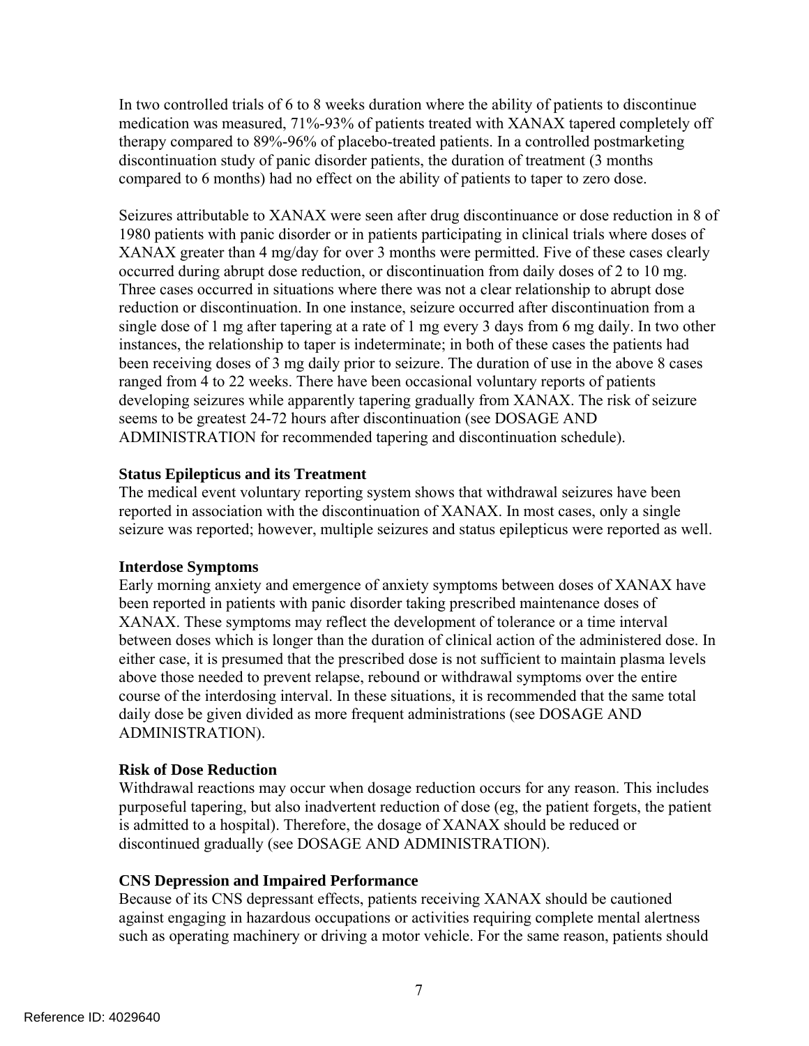In two controlled trials of 6 to 8 weeks duration where the ability of patients to discontinue medication was measured, 71%-93% of patients treated with XANAX tapered completely off therapy compared to 89%-96% of placebo-treated patients. In a controlled postmarketing discontinuation study of panic disorder patients, the duration of treatment (3 months compared to 6 months) had no effect on the ability of patients to taper to zero dose.

Seizures attributable to XANAX were seen after drug discontinuance or dose reduction in 8 of 1980 patients with panic disorder or in patients participating in clinical trials where doses of XANAX greater than 4 mg/day for over 3 months were permitted. Five of these cases clearly occurred during abrupt dose reduction, or discontinuation from daily doses of 2 to 10 mg. Three cases occurred in situations where there was not a clear relationship to abrupt dose reduction or discontinuation. In one instance, seizure occurred after discontinuation from a single dose of 1 mg after tapering at a rate of 1 mg every 3 days from 6 mg daily. In two other instances, the relationship to taper is indeterminate; in both of these cases the patients had been receiving doses of 3 mg daily prior to seizure. The duration of use in the above 8 cases ranged from 4 to 22 weeks. There have been occasional voluntary reports of patients developing seizures while apparently tapering gradually from XANAX. The risk of seizure seems to be greatest 24-72 hours after discontinuation (see DOSAGE AND ADMINISTRATION for recommended tapering and discontinuation schedule).

**Status Epilepticus and its Treatment**

The medical event voluntary reporting system shows that withdrawal seizures have been reported in association with the discontinuation of XANAX. In most cases, only a single seizure was reported; however, multiple seizures and status epilepticus were reported as well.

**Interdose Symptoms**

Early morning anxiety and emergence of anxiety symptoms between doses of XANAX have been reported in patients with panic disorder taking prescribed maintenance doses of XANAX. These symptoms may reflect the development of tolerance or a time interval between doses which is longer than the duration of clinical action of the administered dose. In either case, it is presumed that the prescribed dose is not sufficient to maintain plasma levels above those needed to prevent relapse, rebound or withdrawal symptoms over the entire course of the interdosing interval. In these situations, it is recommended that the same total daily dose be given divided as more frequent administrations (see DOSAGE AND ADMINISTRATION).

**Risk of Dose Reduction**

Withdrawal reactions may occur when dosage reduction occurs for any reason. This includes purposeful tapering, but also inadvertent reduction of dose (eg, the patient forgets, the patient is admitted to a hospital). Therefore, the dosage of XANAX should be reduced or discontinued gradually (see DOSAGE AND ADMINISTRATION).

**CNS Depression and Impaired Performance**

Because of its CNS depressant effects, patients receiving XANAX should be cautioned against engaging in hazardous occupations or activities requiring complete mental alertness such as operating machinery or driving a motor vehicle. For the same reason, patients should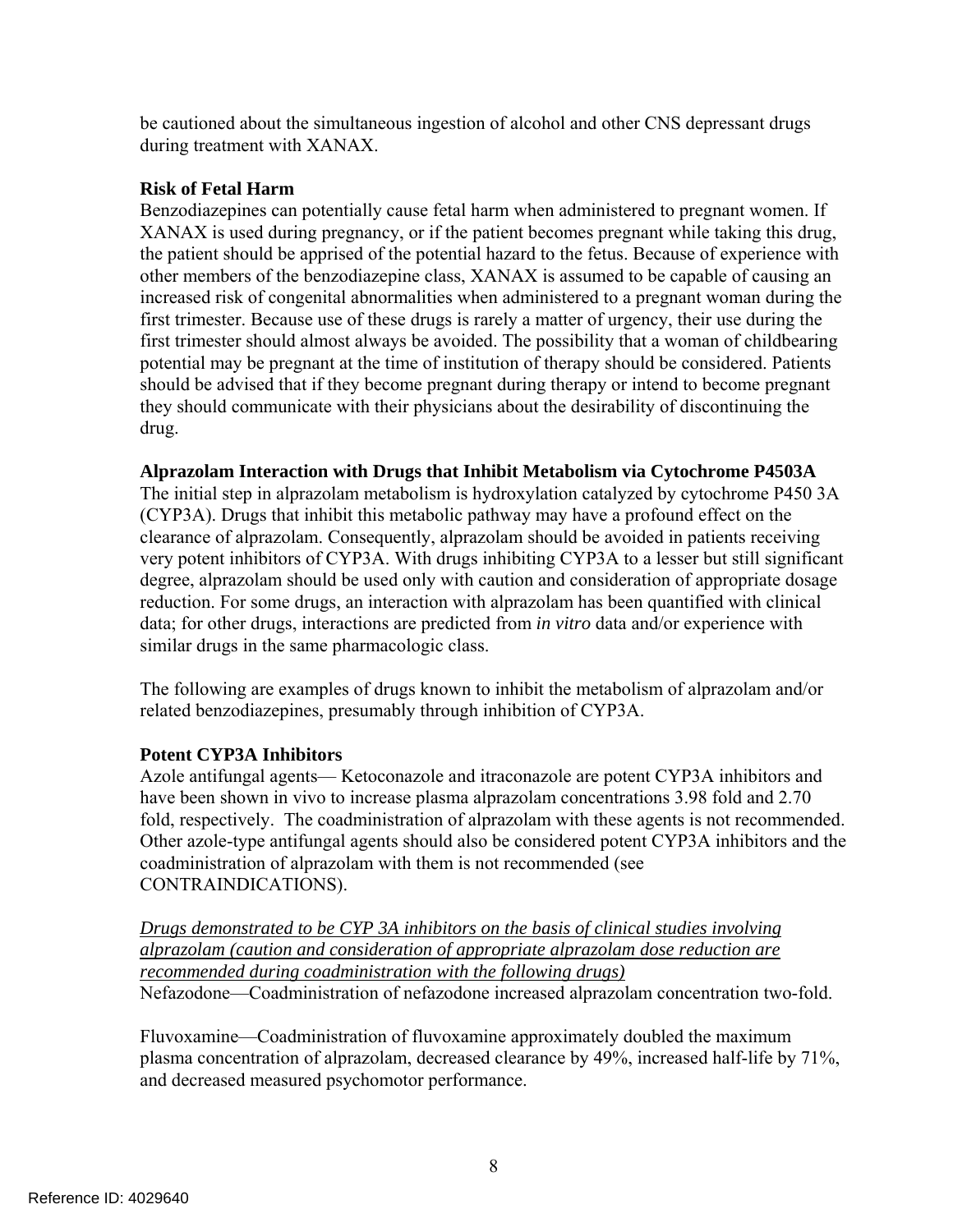be cautioned about the simultaneous ingestion of alcohol and other CNS depressant drugs during treatment with XANAX.

**Risk of Fetal Harm**

Benzodiazepines can potentially cause fetal harm when administered to pregnant women. If XANAX is used during pregnancy, or if the patient becomes pregnant while taking this drug, the patient should be apprised of the potential hazard to the fetus. Because of experience with other members of the benzodiazepine class, XANAX is assumed to be capable of causing an increased risk of congenital abnormalities when administered to a pregnant woman during the first trimester. Because use of these drugs is rarely a matter of urgency, their use during the first trimester should almost always be avoided. The possibility that a woman of childbearing potential may be pregnant at the time of institution of therapy should be considered. Patients should be advised that if they become pregnant during therapy or intend to become pregnant they should communicate with their physicians about the desirability of discontinuing the drug.

**Alprazolam Interaction with Drugs that Inhibit Metabolism via Cytochrome P4503A**

The initial step in alprazolam metabolism is hydroxylation catalyzed by cytochrome P450 3A (CYP3A). Drugs that inhibit this metabolic pathway may have a profound effect on the clearance of alprazolam. Consequently, alprazolam should be avoided in patients receiving very potent inhibitors of CYP3A. With drugs inhibiting CYP3A to a lesser but still significant degree, alprazolam should be used only with caution and consideration of appropriate dosage reduction. For some drugs, an interaction with alprazolam has been quantified with clinical data; for other drugs, interactions are predicted from *in vitro* data and/or experience with similar drugs in the same pharmacologic class.

The following are examples of drugs known to inhibit the metabolism of alprazolam and/or related benzodiazepines, presumably through inhibition of CYP3A.

**Potent CYP3A Inhibitors**

Azole antifungal agents— Ketoconazole and itraconazole are potent CYP3A inhibitors and have been shown in vivo to increase plasma alprazolam concentrations 3.98 fold and 2.70 fold, respectively. The coadministration of alprazolam with these agents is not recommended. Other azole-type antifungal agents should also be considered potent CYP3A inhibitors and the coadministration of alprazolam with them is not recommended (see CONTRAINDICATIONS).

*Drugs demonstrated to be CYP 3A inhibitors on the basis of clinical studies involving alprazolam (caution and consideration of appropriate alprazolam dose reduction are recommended during coadministration with the following drugs)*

Nefazodone—Coadministration of nefazodone increased alprazolam concentration two-fold.

Fluvoxamine—Coadministration of fluvoxamine approximately doubled the maximum plasma concentration of alprazolam, decreased clearance by 49%, increased half-life by 71%, and decreased measured psychomotor performance.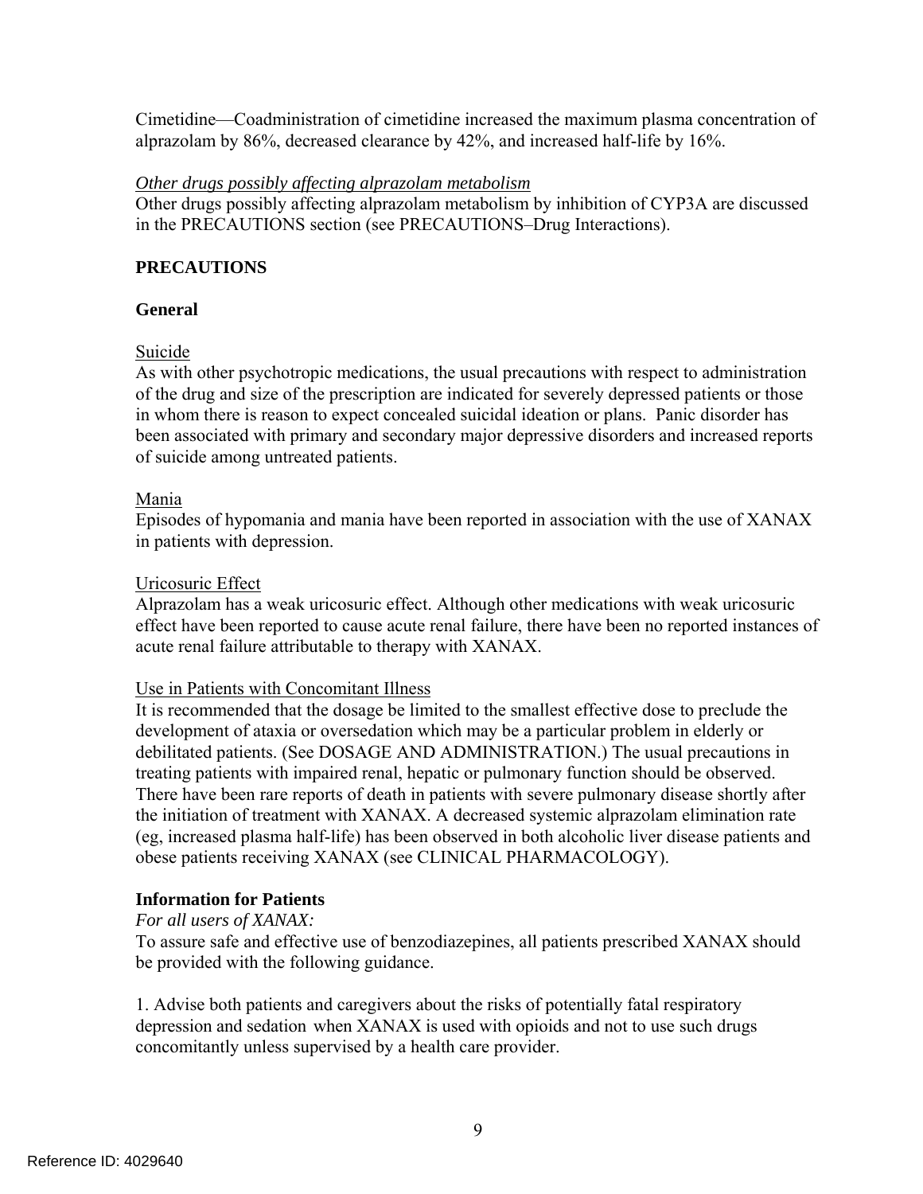Cimetidine—Coadministration of cimetidine increased the maximum plasma concentration of alprazolam by 86%, decreased clearance by 42%, and increased half-life by 16%.

*Other drugs possibly affecting alprazolam metabolism*

Other drugs possibly affecting alprazolam metabolism by inhibition of CYP3A are discussed in the PRECAUTIONS section (see PRECAUTIONS–Drug Interactions).

## PRECAUTIONS

### General

Suicide

As with other psychotropic medications, the usual precautions with respect to administration of the drug and size of the prescription are indicated for severely depressed patients or those in whom there is reason to expect concealed suicidal ideation or plans. Panic disorder has been associated with primary and secondary major depressive disorders and increased reports of suicide among untreated patients.

Mania

Episodes of hypomania and mania have been reported in association with the use of XANAX in patients with depression.

Uricosuric Effect

Alprazolam has a weak uricosuric effect. Although other medications with weak uricosuric effect have been reported to cause acute renal failure, there have been no reported instances of acute renal failure attributable to therapy with XANAX.

Use in Patients with Concomitant Illness

It is recommended that the dosage be limited to the smallest effective dose to preclude the development of ataxia or oversedation which may be a particular problem in elderly or debilitated patients. (See DOSAGE AND ADMINISTRATION.) The usual precautions in treating patients with impaired renal, hepatic or pulmonary function should be observed. There have been rare reports of death in patients with severe pulmonary disease shortly after the initiation of treatment with XANAX. A decreased systemic alprazolam elimination rate (eg, increased plasma half-life) has been observed in both alcoholic liver disease patients and obese patients receiving XANAX (see CLINICAL PHARMACOLOGY).

### Information for Patients

*For all users of XANAX:*

To assure safe and effective use of benzodiazepines, all patients prescribed XANAX should be provided with the following guidance.

1. Advise both patients and caregivers about the risks of potentially fatal respiratory depression and sedation when XANAX is used with opioids and not to use such drugs concomitantly unless supervised by a health care provider.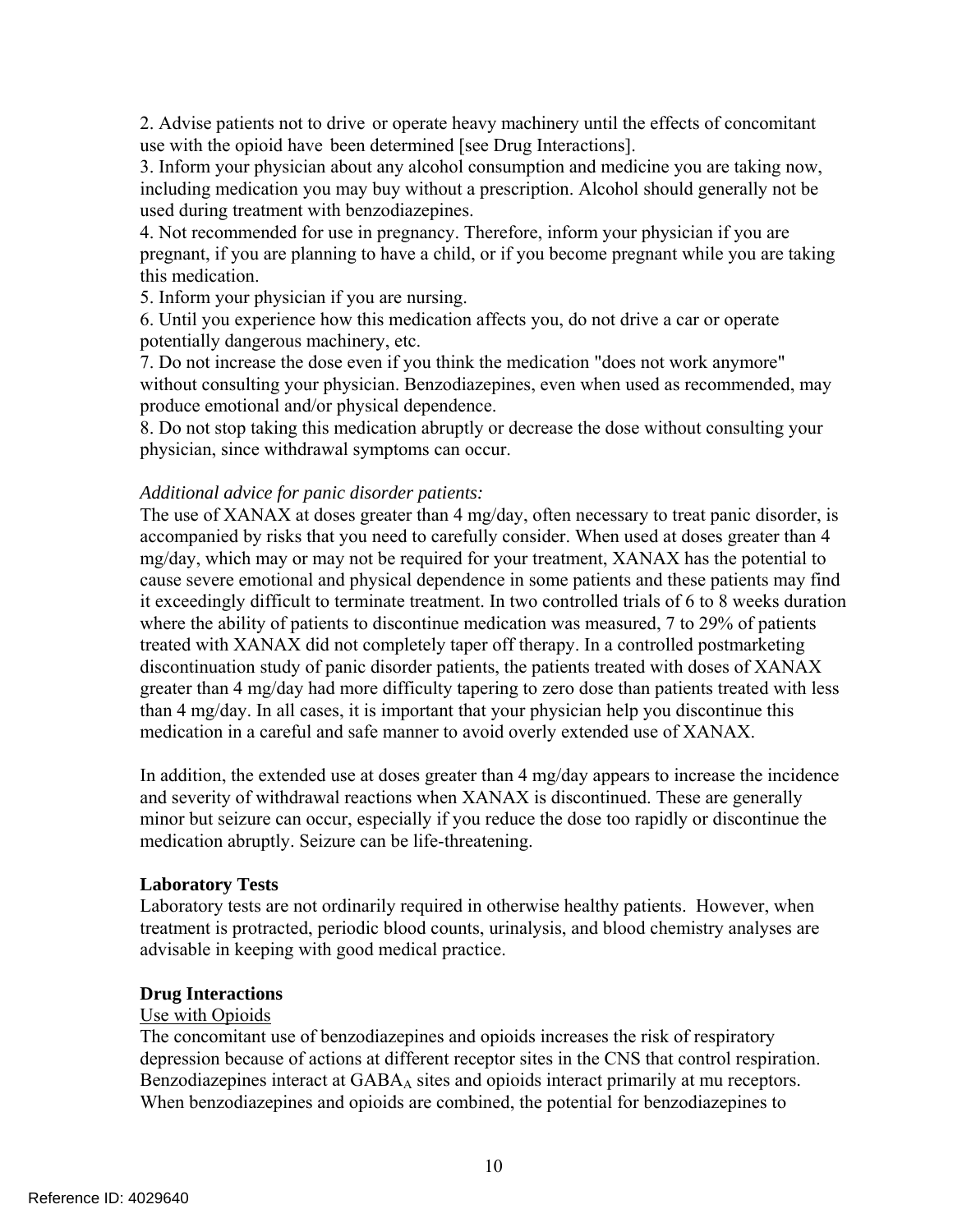2. Advise patients not to drive or operate heavy machinery until the effects of concomitant use with the opioid have been determined [see Drug Interactions].
3. Inform your physician about any alcohol consumption and medicine you are taking now, including medication you may buy without a prescription. Alcohol should generally not be used during treatment with benzodiazepines.
4. Not recommended for use in pregnancy. Therefore, inform your physician if you are pregnant, if you are planning to have a child, or if you become pregnant while you are taking this medication.
5. Inform your physician if you are nursing.
6. Until you experience how this medication affects you, do not drive a car or operate potentially dangerous machinery, etc.
7. Do not increase the dose even if you think the medication "does not work anymore" without consulting your physician. Benzodiazepines, even when used as recommended, may produce emotional and/or physical dependence.
8. Do not stop taking this medication abruptly or decrease the dose without consulting your physician, since withdrawal symptoms can occur.

*Additional advice for panic disorder patients:*
The use of XANAX at doses greater than 4 mg/day, often necessary to treat panic disorder, is accompanied by risks that you need to carefully consider. When used at doses greater than 4 mg/day, which may or may not be required for your treatment, XANAX has the potential to cause severe emotional and physical dependence in some patients and these patients may find it exceedingly difficult to terminate treatment. In two controlled trials of 6 to 8 weeks duration where the ability of patients to discontinue medication was measured, 7 to 29% of patients treated with XANAX did not completely taper off therapy. In a controlled postmarketing discontinuation study of panic disorder patients, the patients treated with doses of XANAX greater than 4 mg/day had more difficulty tapering to zero dose than patients treated with less than 4 mg/day. In all cases, it is important that your physician help you discontinue this medication in a careful and safe manner to avoid overly extended use of XANAX.

In addition, the extended use at doses greater than 4 mg/day appears to increase the incidence and severity of withdrawal reactions when XANAX is discontinued. These are generally minor but seizure can occur, especially if you reduce the dose too rapidly or discontinue the medication abruptly. Seizure can be life-threatening.

**Laboratory Tests**
Laboratory tests are not ordinarily required in otherwise healthy patients. However, when treatment is protracted, periodic blood counts, urinalysis, and blood chemistry analyses are advisable in keeping with good medical practice.

**Drug Interactions**
Use with Opioids
The concomitant use of benzodiazepines and opioids increases the risk of respiratory depression because of actions at different receptor sites in the CNS that control respiration. Benzodiazepines interact at $GABA_A$ sites and opioids interact primarily at mu receptors. When benzodiazepines and opioids are combined, the potential for benzodiazepines to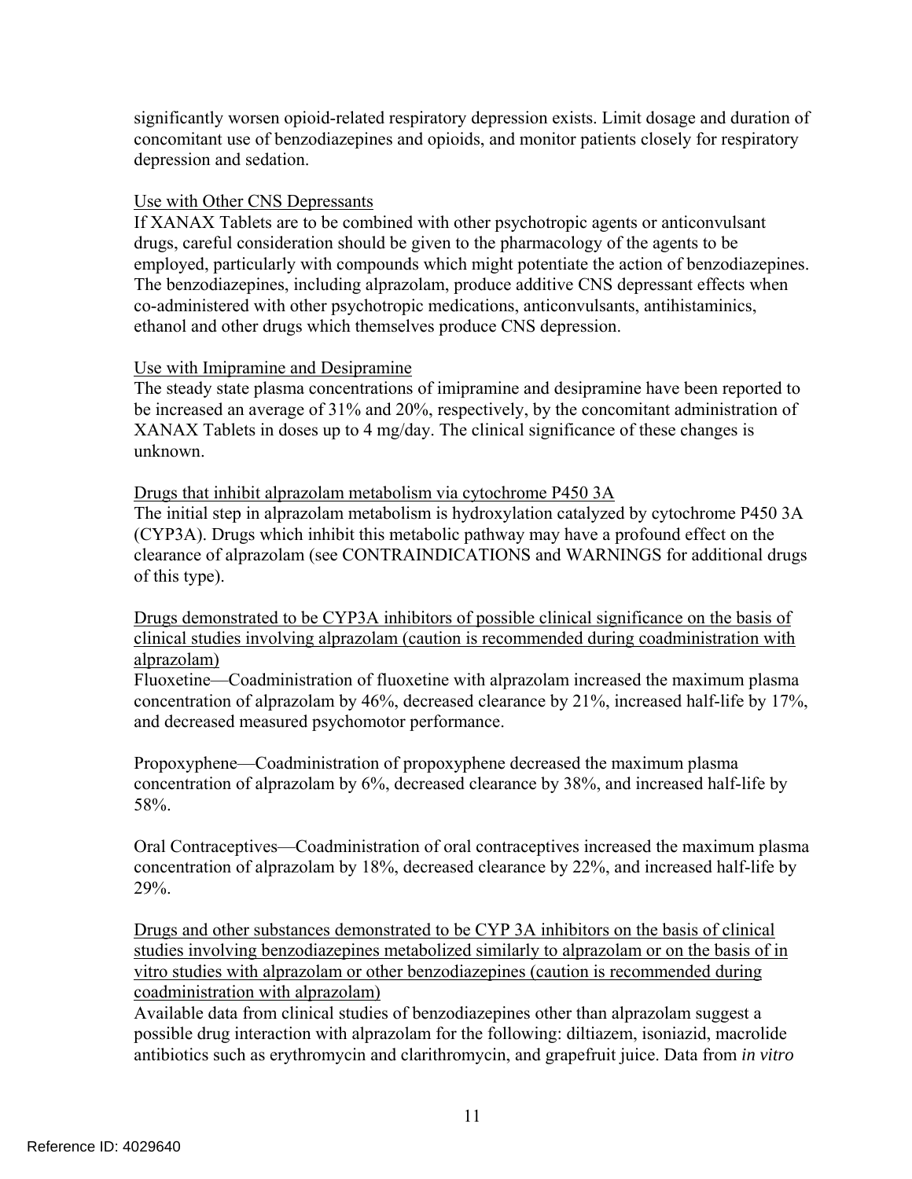significantly worsen opioid-related respiratory depression exists. Limit dosage and duration of concomitant use of benzodiazepines and opioids, and monitor patients closely for respiratory depression and sedation.

Use with Other CNS Depressants

If XANAX Tablets are to be combined with other psychotropic agents or anticonvulsant drugs, careful consideration should be given to the pharmacology of the agents to be employed, particularly with compounds which might potentiate the action of benzodiazepines. The benzodiazepines, including alprazolam, produce additive CNS depressant effects when co-administered with other psychotropic medications, anticonvulsants, antihistaminics, ethanol and other drugs which themselves produce CNS depression.

Use with Imipramine and Desipramine

The steady state plasma concentrations of imipramine and desipramine have been reported to be increased an average of 31% and 20%, respectively, by the concomitant administration of XANAX Tablets in doses up to 4 mg/day. The clinical significance of these changes is unknown.

Drugs that inhibit alprazolam metabolism via cytochrome P450 3A

The initial step in alprazolam metabolism is hydroxylation catalyzed by cytochrome P450 3A (CYP3A). Drugs which inhibit this metabolic pathway may have a profound effect on the clearance of alprazolam (see CONTRAINDICATIONS and WARNINGS for additional drugs of this type).

Drugs demonstrated to be CYP3A inhibitors of possible clinical significance on the basis of clinical studies involving alprazolam (caution is recommended during coadministration with alprazolam)

Fluoxetine—Coadministration of fluoxetine with alprazolam increased the maximum plasma concentration of alprazolam by 46%, decreased clearance by 21%, increased half-life by 17%, and decreased measured psychomotor performance.

Propoxyphene—Coadministration of propoxyphene decreased the maximum plasma concentration of alprazolam by 6%, decreased clearance by 38%, and increased half-life by 58%.

Oral Contraceptives—Coadministration of oral contraceptives increased the maximum plasma concentration of alprazolam by 18%, decreased clearance by 22%, and increased half-life by 29%.

Drugs and other substances demonstrated to be CYP 3A inhibitors on the basis of clinical studies involving benzodiazepines metabolized similarly to alprazolam or on the basis of in vitro studies with alprazolam or other benzodiazepines (caution is recommended during coadministration with alprazolam)

Available data from clinical studies of benzodiazepines other than alprazolam suggest a possible drug interaction with alprazolam for the following: diltiazem, isoniazid, macrolide antibiotics such as erythromycin and clarithromycin, and grapefruit juice. Data from *in vitro*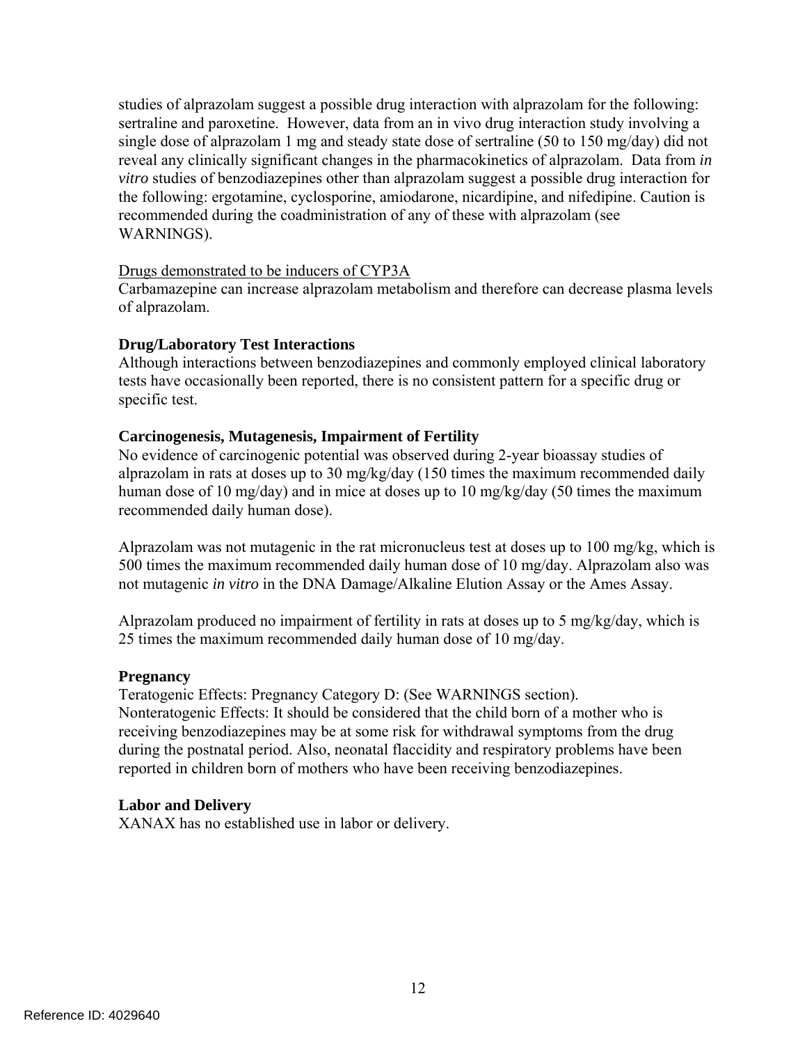studies of alprazolam suggest a possible drug interaction with alprazolam for the following: sertraline and paroxetine. However, data from an in vivo drug interaction study involving a single dose of alprazolam 1 mg and steady state dose of sertraline (50 to 150 mg/day) did not reveal any clinically significant changes in the pharmacokinetics of alprazolam. Data from *in vitro* studies of benzodiazepines other than alprazolam suggest a possible drug interaction for the following: ergotamine, cyclosporine, amiodarone, nicardipine, and nifedipine. Caution is recommended during the coadministration of any of these with alprazolam (see WARNINGS).

Drugs demonstrated to be inducers of CYP3A

Carbamazepine can increase alprazolam metabolism and therefore can decrease plasma levels of alprazolam.

**Drug/Laboratory Test Interactions**

Although interactions between benzodiazepines and commonly employed clinical laboratory tests have occasionally been reported, there is no consistent pattern for a specific drug or specific test.

**Carcinogenesis, Mutagenesis, Impairment of Fertility**

No evidence of carcinogenic potential was observed during 2-year bioassay studies of alprazolam in rats at doses up to 30 mg/kg/day (150 times the maximum recommended daily human dose of 10 mg/day) and in mice at doses up to 10 mg/kg/day (50 times the maximum recommended daily human dose).

Alprazolam was not mutagenic in the rat micronucleus test at doses up to 100 mg/kg, which is 500 times the maximum recommended daily human dose of 10 mg/day. Alprazolam also was not mutagenic *in vitro* in the DNA Damage/Alkaline Elution Assay or the Ames Assay.

Alprazolam produced no impairment of fertility in rats at doses up to 5 mg/kg/day, which is 25 times the maximum recommended daily human dose of 10 mg/day.

**Pregnancy**

Teratogenic Effects: Pregnancy Category D: (See WARNINGS section).
Nonteratogenic Effects: It should be considered that the child born of a mother who is receiving benzodiazepines may be at some risk for withdrawal symptoms from the drug during the postnatal period. Also, neonatal flaccidity and respiratory problems have been reported in children born of mothers who have been receiving benzodiazepines.

**Labor and Delivery**

XANAX has no established use in labor or delivery.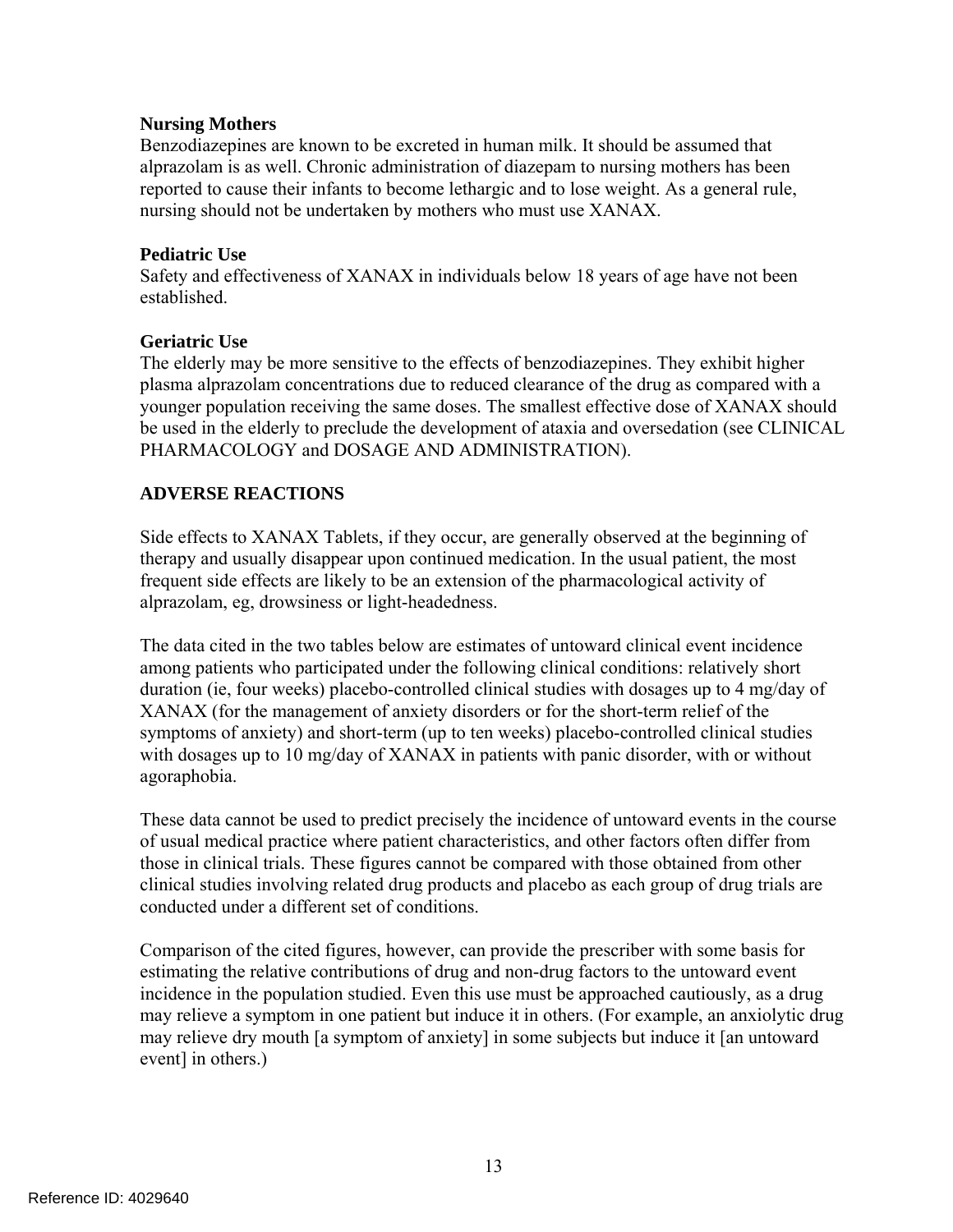**Nursing Mothers**

Benzodiazepines are known to be excreted in human milk. It should be assumed that alprazolam is as well. Chronic administration of diazepam to nursing mothers has been reported to cause their infants to become lethargic and to lose weight. As a general rule, nursing should not be undertaken by mothers who must use XANAX.

**Pediatric Use**

Safety and effectiveness of XANAX in individuals below 18 years of age have not been established.

**Geriatric Use**

The elderly may be more sensitive to the effects of benzodiazepines. They exhibit higher plasma alprazolam concentrations due to reduced clearance of the drug as compared with a younger population receiving the same doses. The smallest effective dose of XANAX should be used in the elderly to preclude the development of ataxia and oversedation (see CLINICAL PHARMACOLOGY and DOSAGE AND ADMINISTRATION).

## ADVERSE REACTIONS

Side effects to XANAX Tablets, if they occur, are generally observed at the beginning of therapy and usually disappear upon continued medication. In the usual patient, the most frequent side effects are likely to be an extension of the pharmacological activity of alprazolam, eg, drowsiness or light-headedness.

The data cited in the two tables below are estimates of untoward clinical event incidence among patients who participated under the following clinical conditions: relatively short duration (ie, four weeks) placebo-controlled clinical studies with dosages up to 4 mg/day of XANAX (for the management of anxiety disorders or for the short-term relief of the symptoms of anxiety) and short-term (up to ten weeks) placebo-controlled clinical studies with dosages up to 10 mg/day of XANAX in patients with panic disorder, with or without agoraphobia.

These data cannot be used to predict precisely the incidence of untoward events in the course of usual medical practice where patient characteristics, and other factors often differ from those in clinical trials. These figures cannot be compared with those obtained from other clinical studies involving related drug products and placebo as each group of drug trials are conducted under a different set of conditions.

Comparison of the cited figures, however, can provide the prescriber with some basis for estimating the relative contributions of drug and non-drug factors to the untoward event incidence in the population studied. Even this use must be approached cautiously, as a drug may relieve a symptom in one patient but induce it in others. (For example, an anxiolytic drug may relieve dry mouth [a symptom of anxiety] in some subjects but induce it [an untoward event] in others.)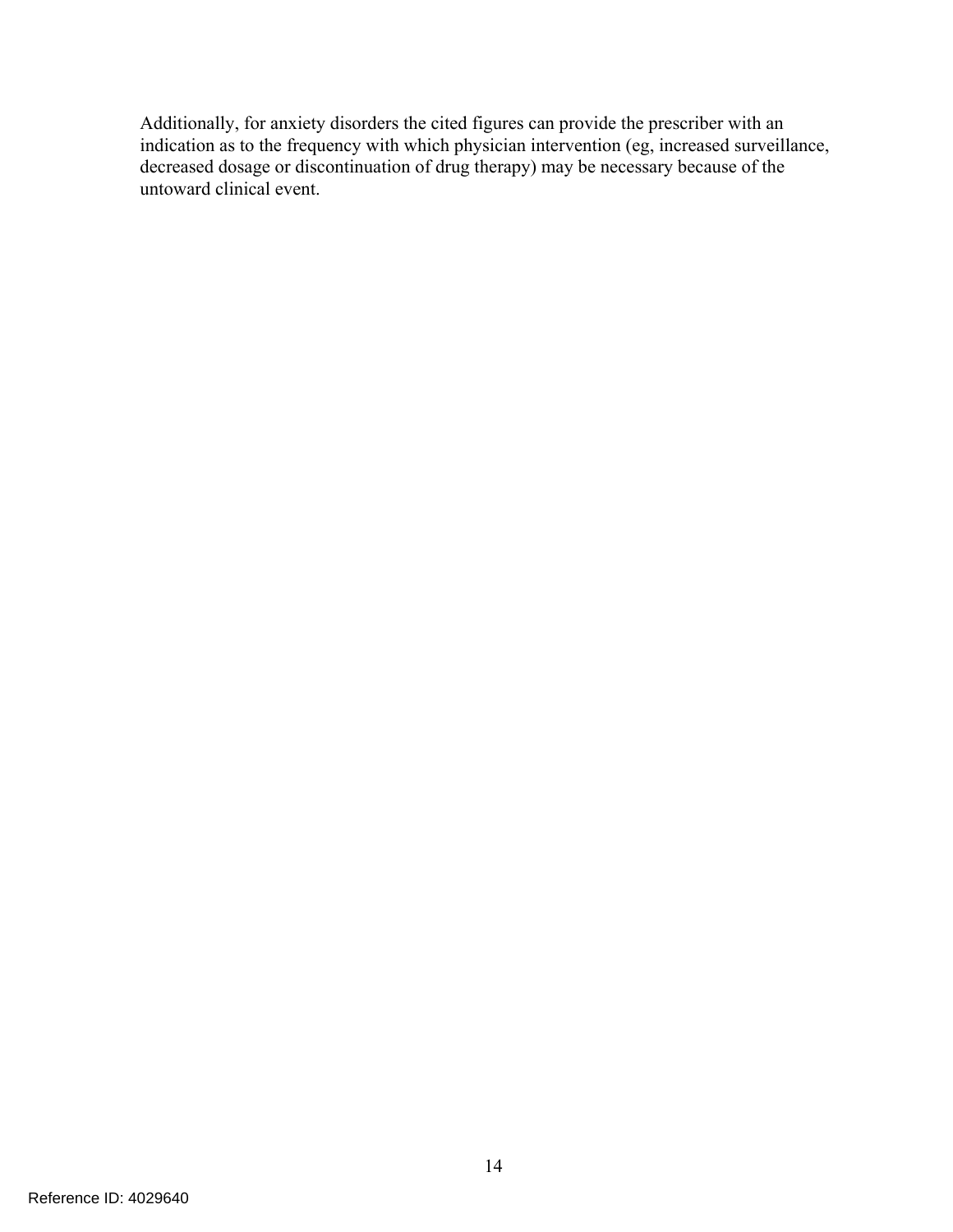Additionally, for anxiety disorders the cited figures can provide the prescriber with an indication as to the frequency with which physician intervention (eg, increased surveillance, decreased dosage or discontinuation of drug therapy) may be necessary because of the untoward clinical event.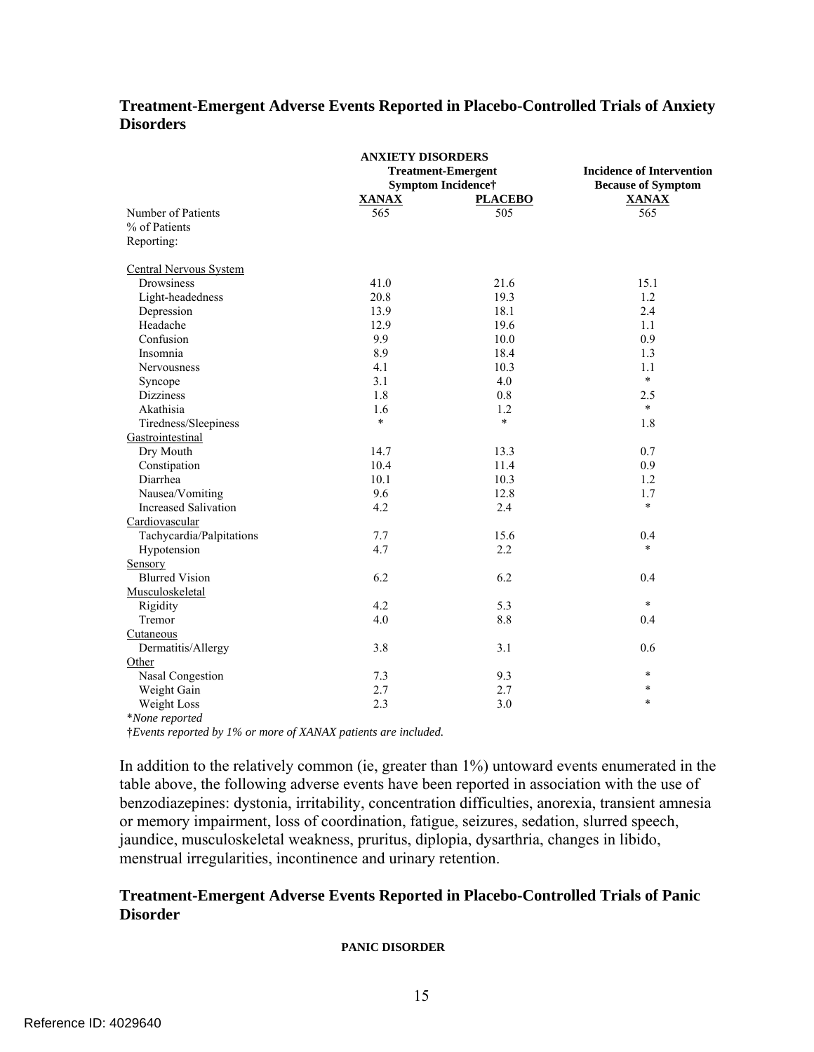### Treatment-Emergent Adverse Events Reported in Placebo-Controlled Trials of Anxiety Disorders

| | ANXIETY DISORDERS Treatment-Emergent Symptom Incidence† | | Incidence of Intervention Because of Symptom |
|---|---|---|---|
| | **XANAX** | **PLACEBO** | **XANAX** |
| Number of Patients | 565 | 505 | 565 |
| % of Patients Reporting: | | | |
| Central Nervous System | | | |
| Drowsiness | 41.0 | 21.6 | 15.1 |
| Light-headedness | 20.8 | 19.3 | 1.2 |
| Depression | 13.9 | 18.1 | 2.4 |
| Headache | 12.9 | 19.6 | 1.1 |
| Confusion | 9.9 | 10.0 | 0.9 |
| Insomnia | 8.9 | 18.4 | 1.3 |
| Nervousness | 4.1 | 10.3 | 1.1 |
| Syncope | 3.1 | 4.0 | * |
| Dizziness | 1.8 | 0.8 | 2.5 |
| Akathisia | 1.6 | 1.2 | * |
| Tiredness/Sleepiness | * | * | 1.8 |
| Gastrointestinal | | | |
| Dry Mouth | 14.7 | 13.3 | 0.7 |
| Constipation | 10.4 | 11.4 | 0.9 |
| Diarrhea | 10.1 | 10.3 | 1.2 |
| Nausea/Vomiting | 9.6 | 12.8 | 1.7 |
| Increased Salivation | 4.2 | 2.4 | * |
| Cardiovascular | | | |
| Tachycardia/Palpitations | 7.7 | 15.6 | 0.4 |
| Hypotension | 4.7 | 2.2 | * |
| Sensory | | | |
| Blurred Vision | 6.2 | 6.2 | 0.4 |
| Musculoskeletal | | | |
| Rigidity | 4.2 | 5.3 | * |
| Tremor | 4.0 | 8.8 | 0.4 |
| Cutaneous | | | |
| Dermatitis/Allergy | 3.8 | 3.1 | 0.6 |
| Other | | | |
| Nasal Congestion | 7.3 | 9.3 | * |
| Weight Gain | 2.7 | 2.7 | * |
| Weight Loss | 2.3 | 3.0 | * |

**None reported*

†*Events reported by 1% or more of XANAX patients are included.*

In addition to the relatively common (ie, greater than 1%) untoward events enumerated in the table above, the following adverse events have been reported in association with the use of benzodiazepines: dystonia, irritability, concentration difficulties, anorexia, transient amnesia or memory impairment, loss of coordination, fatigue, seizures, sedation, slurred speech, jaundice, musculoskeletal weakness, pruritus, diplopia, dysarthria, changes in libido, menstrual irregularities, incontinence and urinary retention.

### Treatment-Emergent Adverse Events Reported in Placebo-Controlled Trials of Panic Disorder

**PANIC DISORDER**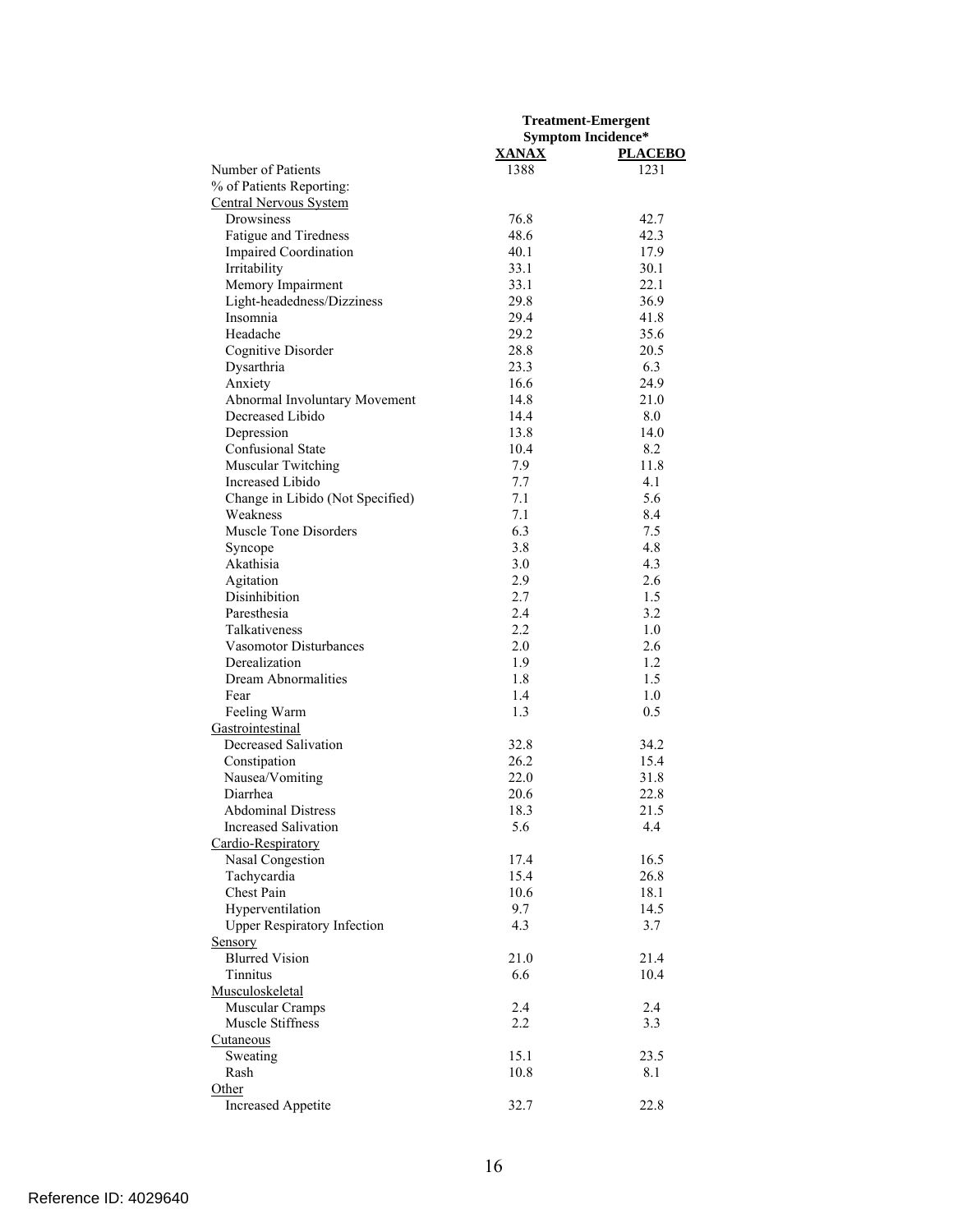| | Treatment-Emergent Symptom Incidence* | |
|---|---|---|
| | **XANAX** | **PLACEBO** |
| Number of Patients | 1388 | 1231 |
| % of Patients Reporting: | | |
| Central Nervous System | | |
| Drowsiness | 76.8 | 42.7 |
| Fatigue and Tiredness | 48.6 | 42.3 |
| Impaired Coordination | 40.1 | 17.9 |
| Irritability | 33.1 | 30.1 |
| Memory Impairment | 33.1 | 22.1 |
| Light-headedness/Dizziness | 29.8 | 36.9 |
| Insomnia | 29.4 | 41.8 |
| Headache | 29.2 | 35.6 |
| Cognitive Disorder | 28.8 | 20.5 |
| Dysarthria | 23.3 | 6.3 |
| Anxiety | 16.6 | 24.9 |
| Abnormal Involuntary Movement | 14.8 | 21.0 |
| Decreased Libido | 14.4 | 8.0 |
| Depression | 13.8 | 14.0 |
| Confusional State | 10.4 | 8.2 |
| Muscular Twitching | 7.9 | 11.8 |
| Increased Libido | 7.7 | 4.1 |
| Change in Libido (Not Specified) | 7.1 | 5.6 |
| Weakness | 7.1 | 8.4 |
| Muscle Tone Disorders | 6.3 | 7.5 |
| Syncope | 3.8 | 4.8 |
| Akathisia | 3.0 | 4.3 |
| Agitation | 2.9 | 2.6 |
| Disinhibition | 2.7 | 1.5 |
| Paresthesia | 2.4 | 3.2 |
| Talkativeness | 2.2 | 1.0 |
| Vasomotor Disturbances | 2.0 | 2.6 |
| Derealization | 1.9 | 1.2 |
| Dream Abnormalities | 1.8 | 1.5 |
| Fear | 1.4 | 1.0 |
| Feeling Warm | 1.3 | 0.5 |
| Gastrointestinal | | |
| Decreased Salivation | 32.8 | 34.2 |
| Constipation | 26.2 | 15.4 |
| Nausea/Vomiting | 22.0 | 31.8 |
| Diarrhea | 20.6 | 22.8 |
| Abdominal Distress | 18.3 | 21.5 |
| Increased Salivation | 5.6 | 4.4 |
| Cardio-Respiratory | | |
| Nasal Congestion | 17.4 | 16.5 |
| Tachycardia | 15.4 | 26.8 |
| Chest Pain | 10.6 | 18.1 |
| Hyperventilation | 9.7 | 14.5 |
| Upper Respiratory Infection | 4.3 | 3.7 |
| Sensory | | |
| Blurred Vision | 21.0 | 21.4 |
| Tinnitus | 6.6 | 10.4 |
| Musculoskeletal | | |
| Muscular Cramps | 2.4 | 2.4 |
| Muscle Stiffness | 2.2 | 3.3 |
| Cutaneous | | |
| Sweating | 15.1 | 23.5 |
| Rash | 10.8 | 8.1 |
| Other | | |
| Increased Appetite | 32.7 | 22.8 |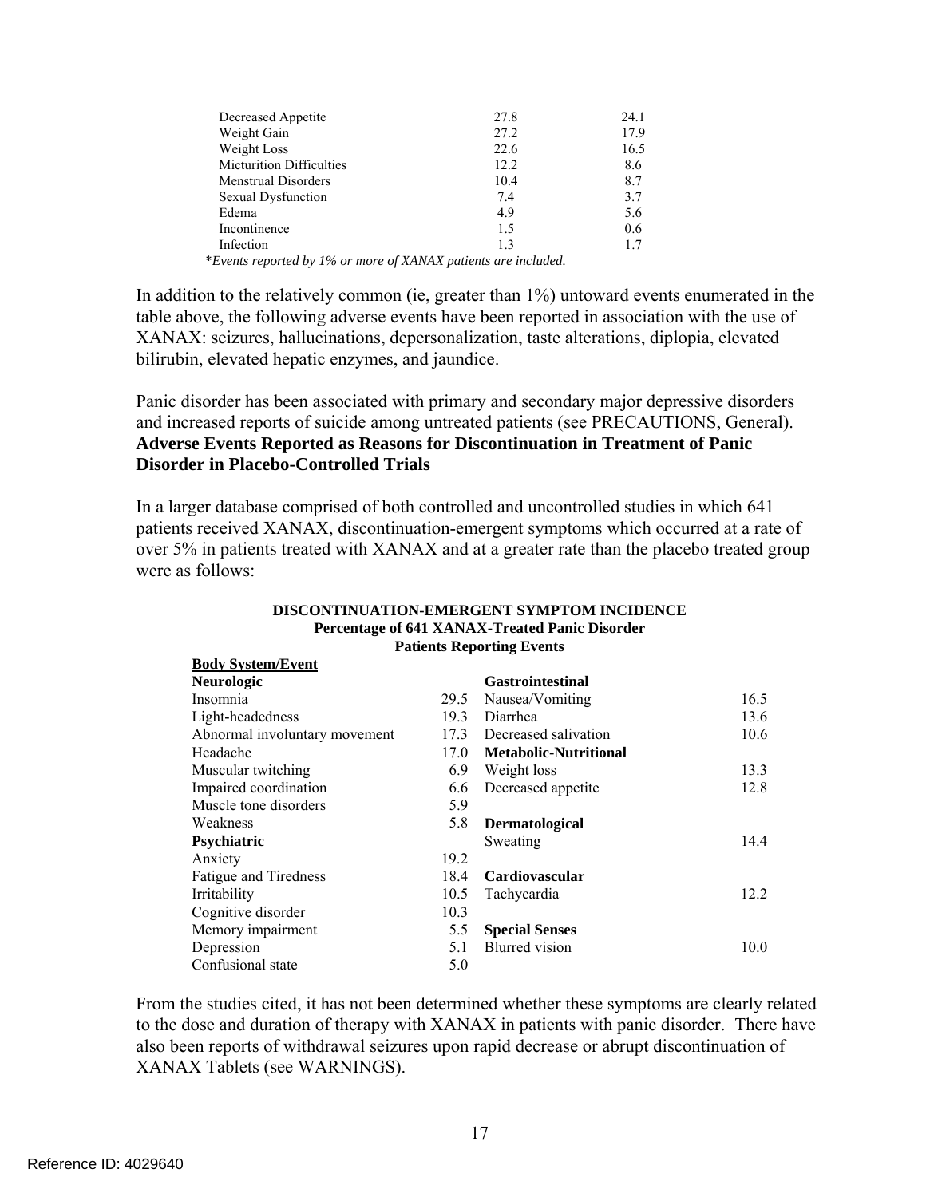| | | |
|---|---|---|
| Decreased Appetite | 27.8 | 24.1 |
| Weight Gain | 27.2 | 17.9 |
| Weight Loss | 22.6 | 16.5 |
| Micturition Difficulties | 12.2 | 8.6 |
| Menstrual Disorders | 10.4 | 8.7 |
| Sexual Dysfunction | 7.4 | 3.7 |
| Edema | 4.9 | 5.6 |
| Incontinence | 1.5 | 0.6 |
| Infection | 1.3 | 1.7 |

*\*Events reported by 1% or more of XANAX patients are included.*

In addition to the relatively common (ie, greater than 1%) untoward events enumerated in the table above, the following adverse events have been reported in association with the use of XANAX: seizures, hallucinations, depersonalization, taste alterations, diplopia, elevated bilirubin, elevated hepatic enzymes, and jaundice.

Panic disorder has been associated with primary and secondary major depressive disorders and increased reports of suicide among untreated patients (see PRECAUTIONS, General).

**Adverse Events Reported as Reasons for Discontinuation in Treatment of Panic Disorder in Placebo-Controlled Trials**

In a larger database comprised of both controlled and uncontrolled studies in which 641 patients received XANAX, discontinuation-emergent symptoms which occurred at a rate of over 5% in patients treated with XANAX and at a greater rate than the placebo treated group were as follows:

**DISCONTINUATION-EMERGENT SYMPTOM INCIDENCE**
**Percentage of 641 XANAX-Treated Panic Disorder Patients Reporting Events**

| Body System/Event | | | |
|---|---|---|---|
| **Neurologic** | | **Gastrointestinal** | |
| Insomnia | 29.5 | Nausea/Vomiting | 16.5 |
| Light-headedness | 19.3 | Diarrhea | 13.6 |
| Abnormal involuntary movement | 17.3 | Decreased salivation | 10.6 |
| Headache | 17.0 | **Metabolic-Nutritional** | |
| Muscular twitching | 6.9 | Weight loss | 13.3 |
| Impaired coordination | 6.6 | Decreased appetite | 12.8 |
| Muscle tone disorders | 5.9 | | |
| Weakness | 5.8 | **Dermatological** | |
| **Psychiatric** | | Sweating | 14.4 |
| Anxiety | 19.2 | | |
| Fatigue and Tiredness | 18.4 | **Cardiovascular** | |
| Irritability | 10.5 | Tachycardia | 12.2 |
| Cognitive disorder | 10.3 | | |
| Memory impairment | 5.5 | **Special Senses** | |
| Depression | 5.1 | Blurred vision | 10.0 |
| Confusional state | 5.0 | | |

From the studies cited, it has not been determined whether these symptoms are clearly related to the dose and duration of therapy with XANAX in patients with panic disorder. There have also been reports of withdrawal seizures upon rapid decrease or abrupt discontinuation of XANAX Tablets (see WARNINGS).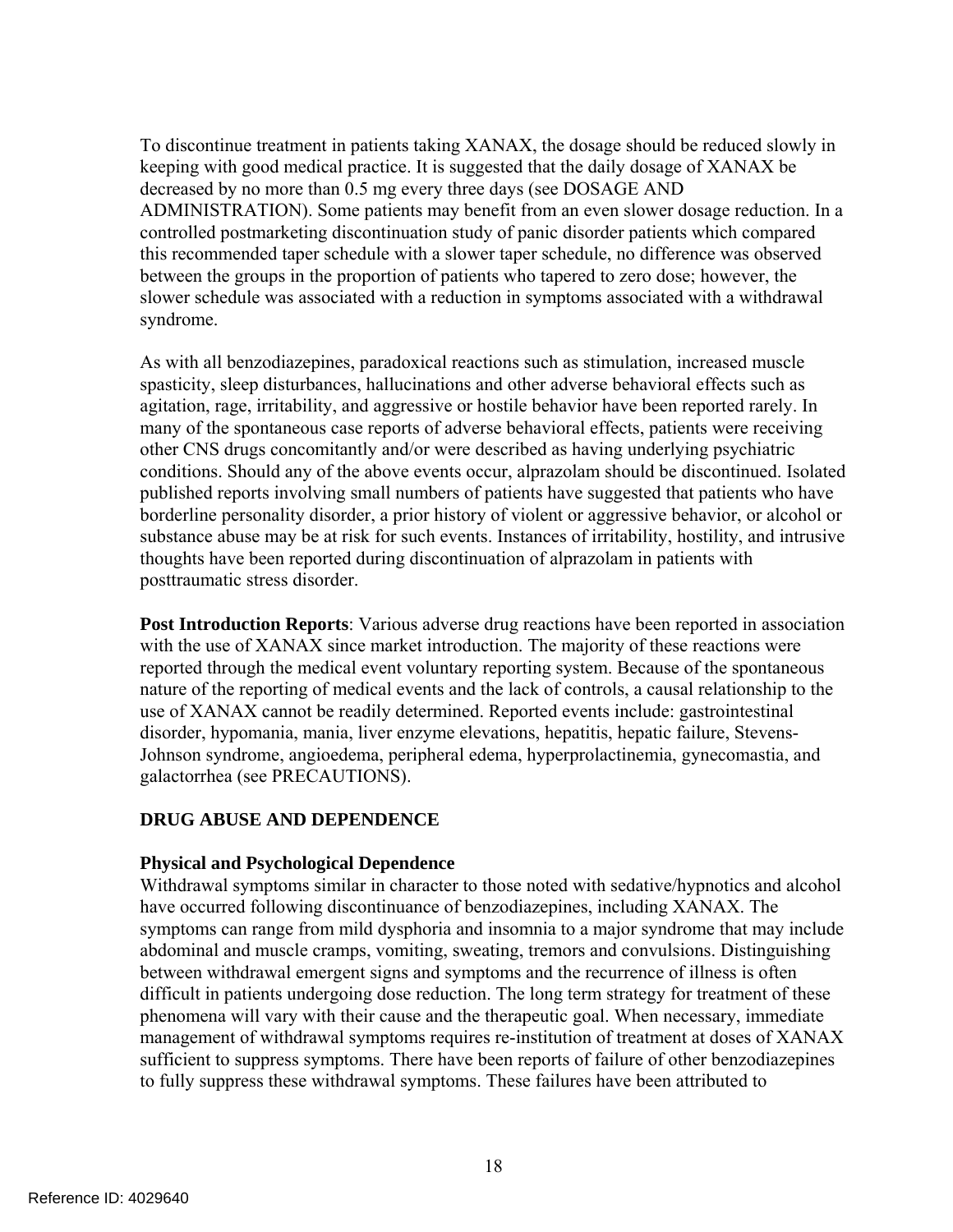To discontinue treatment in patients taking XANAX, the dosage should be reduced slowly in keeping with good medical practice. It is suggested that the daily dosage of XANAX be decreased by no more than 0.5 mg every three days (see DOSAGE AND ADMINISTRATION). Some patients may benefit from an even slower dosage reduction. In a controlled postmarketing discontinuation study of panic disorder patients which compared this recommended taper schedule with a slower taper schedule, no difference was observed between the groups in the proportion of patients who tapered to zero dose; however, the slower schedule was associated with a reduction in symptoms associated with a withdrawal syndrome.

As with all benzodiazepines, paradoxical reactions such as stimulation, increased muscle spasticity, sleep disturbances, hallucinations and other adverse behavioral effects such as agitation, rage, irritability, and aggressive or hostile behavior have been reported rarely. In many of the spontaneous case reports of adverse behavioral effects, patients were receiving other CNS drugs concomitantly and/or were described as having underlying psychiatric conditions. Should any of the above events occur, alprazolam should be discontinued. Isolated published reports involving small numbers of patients have suggested that patients who have borderline personality disorder, a prior history of violent or aggressive behavior, or alcohol or substance abuse may be at risk for such events. Instances of irritability, hostility, and intrusive thoughts have been reported during discontinuation of alprazolam in patients with posttraumatic stress disorder.

**Post Introduction Reports**: Various adverse drug reactions have been reported in association with the use of XANAX since market introduction. The majority of these reactions were reported through the medical event voluntary reporting system. Because of the spontaneous nature of the reporting of medical events and the lack of controls, a causal relationship to the use of XANAX cannot be readily determined. Reported events include: gastrointestinal disorder, hypomania, mania, liver enzyme elevations, hepatitis, hepatic failure, Stevens-Johnson syndrome, angioedema, peripheral edema, hyperprolactinemia, gynecomastia, and galactorrhea (see PRECAUTIONS).

## DRUG ABUSE AND DEPENDENCE

### Physical and Psychological Dependence

Withdrawal symptoms similar in character to those noted with sedative/hypnotics and alcohol have occurred following discontinuance of benzodiazepines, including XANAX. The symptoms can range from mild dysphoria and insomnia to a major syndrome that may include abdominal and muscle cramps, vomiting, sweating, tremors and convulsions. Distinguishing between withdrawal emergent signs and symptoms and the recurrence of illness is often difficult in patients undergoing dose reduction. The long term strategy for treatment of these phenomena will vary with their cause and the therapeutic goal. When necessary, immediate management of withdrawal symptoms requires re-institution of treatment at doses of XANAX sufficient to suppress symptoms. There have been reports of failure of other benzodiazepines to fully suppress these withdrawal symptoms. These failures have been attributed to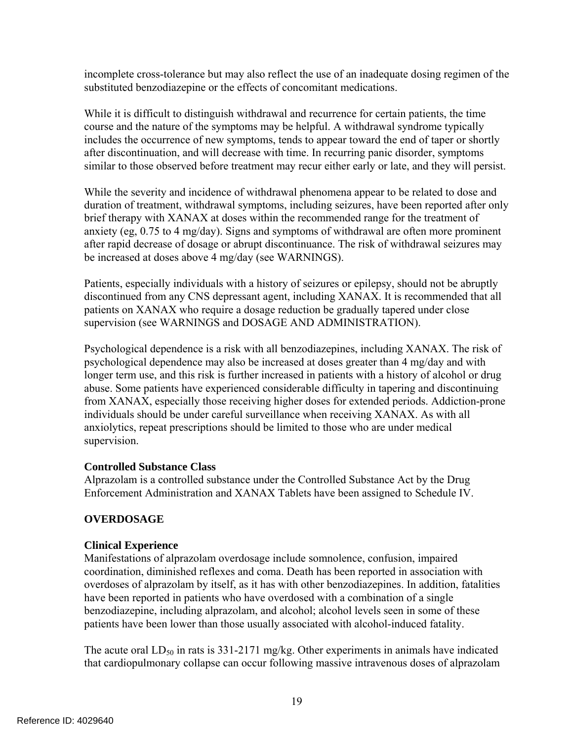incomplete cross-tolerance but may also reflect the use of an inadequate dosing regimen of the substituted benzodiazepine or the effects of concomitant medications.

While it is difficult to distinguish withdrawal and recurrence for certain patients, the time course and the nature of the symptoms may be helpful. A withdrawal syndrome typically includes the occurrence of new symptoms, tends to appear toward the end of taper or shortly after discontinuation, and will decrease with time. In recurring panic disorder, symptoms similar to those observed before treatment may recur either early or late, and they will persist.

While the severity and incidence of withdrawal phenomena appear to be related to dose and duration of treatment, withdrawal symptoms, including seizures, have been reported after only brief therapy with XANAX at doses within the recommended range for the treatment of anxiety (eg, 0.75 to 4 mg/day). Signs and symptoms of withdrawal are often more prominent after rapid decrease of dosage or abrupt discontinuance. The risk of withdrawal seizures may be increased at doses above 4 mg/day (see WARNINGS).

Patients, especially individuals with a history of seizures or epilepsy, should not be abruptly discontinued from any CNS depressant agent, including XANAX. It is recommended that all patients on XANAX who require a dosage reduction be gradually tapered under close supervision (see WARNINGS and DOSAGE AND ADMINISTRATION).

Psychological dependence is a risk with all benzodiazepines, including XANAX. The risk of psychological dependence may also be increased at doses greater than 4 mg/day and with longer term use, and this risk is further increased in patients with a history of alcohol or drug abuse. Some patients have experienced considerable difficulty in tapering and discontinuing from XANAX, especially those receiving higher doses for extended periods. Addiction-prone individuals should be under careful surveillance when receiving XANAX. As with all anxiolytics, repeat prescriptions should be limited to those who are under medical supervision.

**Controlled Substance Class**

Alprazolam is a controlled substance under the Controlled Substance Act by the Drug Enforcement Administration and XANAX Tablets have been assigned to Schedule IV.

## OVERDOSAGE

**Clinical Experience**

Manifestations of alprazolam overdosage include somnolence, confusion, impaired coordination, diminished reflexes and coma. Death has been reported in association with overdoses of alprazolam by itself, as it has with other benzodiazepines. In addition, fatalities have been reported in patients who have overdosed with a combination of a single benzodiazepine, including alprazolam, and alcohol; alcohol levels seen in some of these patients have been lower than those usually associated with alcohol-induced fatality.

The acute oral $LD_{50}$ in rats is 331-2171 mg/kg. Other experiments in animals have indicated that cardiopulmonary collapse can occur following massive intravenous doses of alprazolam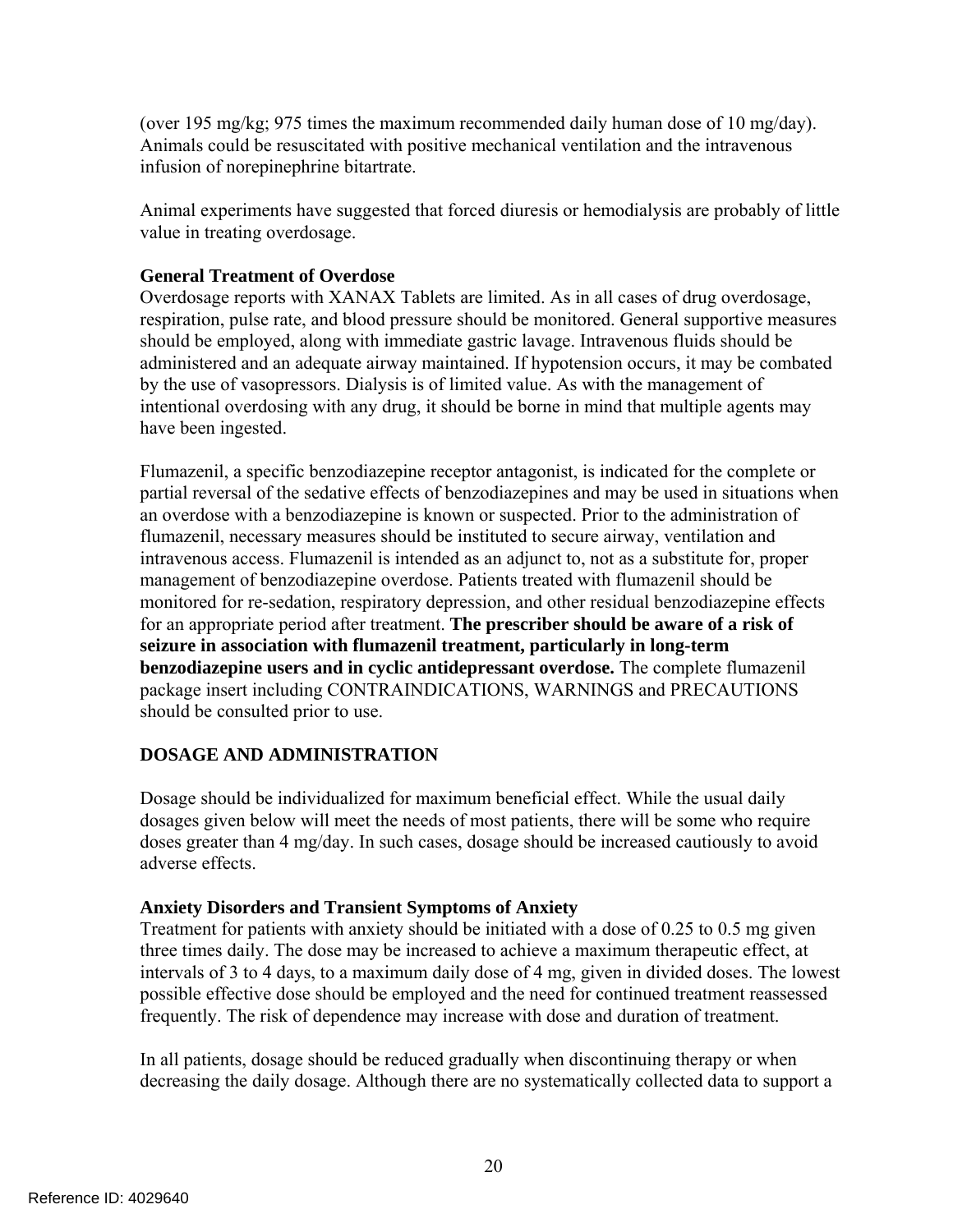(over 195 mg/kg; 975 times the maximum recommended daily human dose of 10 mg/day). Animals could be resuscitated with positive mechanical ventilation and the intravenous infusion of norepinephrine bitartrate.

Animal experiments have suggested that forced diuresis or hemodialysis are probably of little value in treating overdosage.

**General Treatment of Overdose**

Overdosage reports with XANAX Tablets are limited. As in all cases of drug overdosage, respiration, pulse rate, and blood pressure should be monitored. General supportive measures should be employed, along with immediate gastric lavage. Intravenous fluids should be administered and an adequate airway maintained. If hypotension occurs, it may be combated by the use of vasopressors. Dialysis is of limited value. As with the management of intentional overdosing with any drug, it should be borne in mind that multiple agents may have been ingested.

Flumazenil, a specific benzodiazepine receptor antagonist, is indicated for the complete or partial reversal of the sedative effects of benzodiazepines and may be used in situations when an overdose with a benzodiazepine is known or suspected. Prior to the administration of flumazenil, necessary measures should be instituted to secure airway, ventilation and intravenous access. Flumazenil is intended as an adjunct to, not as a substitute for, proper management of benzodiazepine overdose. Patients treated with flumazenil should be monitored for re-sedation, respiratory depression, and other residual benzodiazepine effects for an appropriate period after treatment. **The prescriber should be aware of a risk of seizure in association with flumazenil treatment, particularly in long-term benzodiazepine users and in cyclic antidepressant overdose.** The complete flumazenil package insert including CONTRAINDICATIONS, WARNINGS and PRECAUTIONS should be consulted prior to use.

## DOSAGE AND ADMINISTRATION

Dosage should be individualized for maximum beneficial effect. While the usual daily dosages given below will meet the needs of most patients, there will be some who require doses greater than 4 mg/day. In such cases, dosage should be increased cautiously to avoid adverse effects.

**Anxiety Disorders and Transient Symptoms of Anxiety**

Treatment for patients with anxiety should be initiated with a dose of 0.25 to 0.5 mg given three times daily. The dose may be increased to achieve a maximum therapeutic effect, at intervals of 3 to 4 days, to a maximum daily dose of 4 mg, given in divided doses. The lowest possible effective dose should be employed and the need for continued treatment reassessed frequently. The risk of dependence may increase with dose and duration of treatment.

In all patients, dosage should be reduced gradually when discontinuing therapy or when decreasing the daily dosage. Although there are no systematically collected data to support a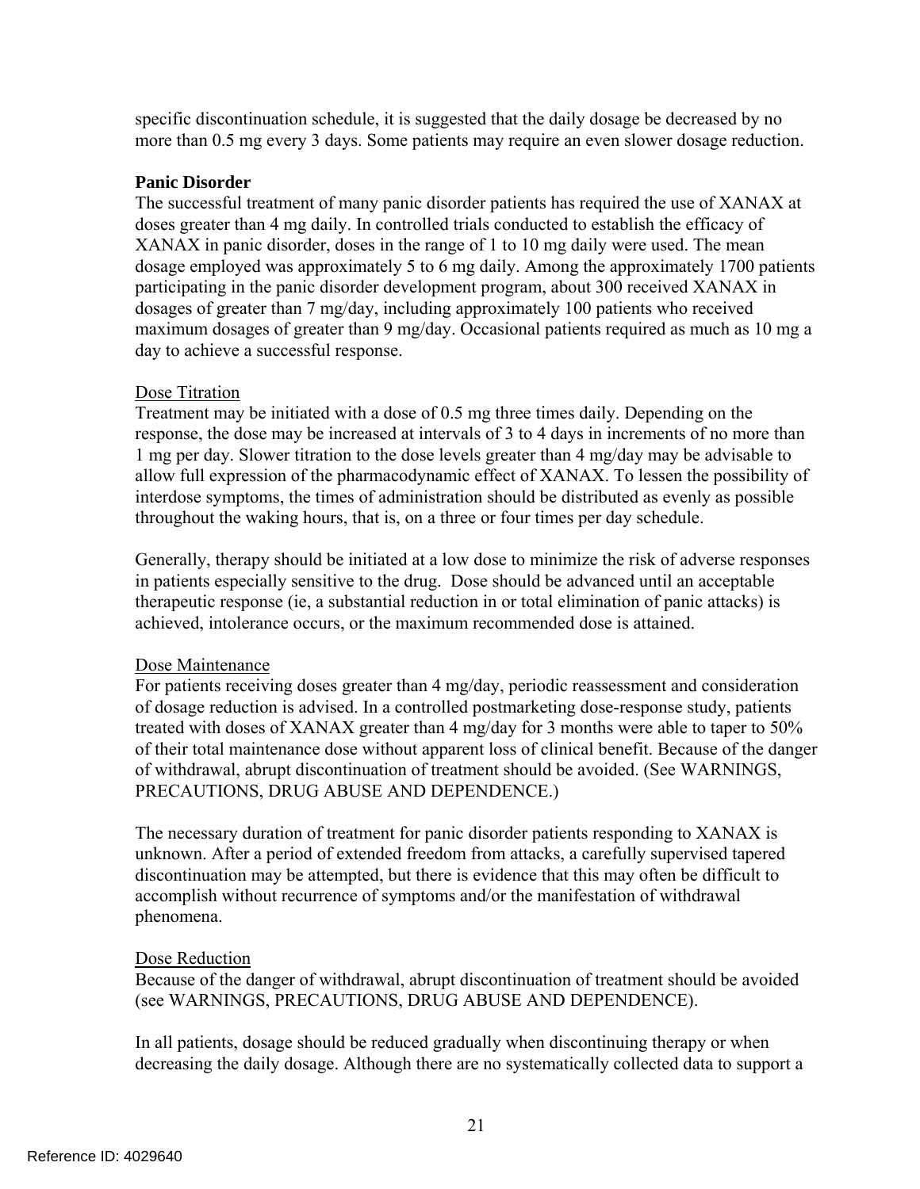specific discontinuation schedule, it is suggested that the daily dosage be decreased by no more than 0.5 mg every 3 days. Some patients may require an even slower dosage reduction.

**Panic Disorder**

The successful treatment of many panic disorder patients has required the use of XANAX at doses greater than 4 mg daily. In controlled trials conducted to establish the efficacy of XANAX in panic disorder, doses in the range of 1 to 10 mg daily were used. The mean dosage employed was approximately 5 to 6 mg daily. Among the approximately 1700 patients participating in the panic disorder development program, about 300 received XANAX in dosages of greater than 7 mg/day, including approximately 100 patients who received maximum dosages of greater than 9 mg/day. Occasional patients required as much as 10 mg a day to achieve a successful response.

Dose Titration

Treatment may be initiated with a dose of 0.5 mg three times daily. Depending on the response, the dose may be increased at intervals of 3 to 4 days in increments of no more than 1 mg per day. Slower titration to the dose levels greater than 4 mg/day may be advisable to allow full expression of the pharmacodynamic effect of XANAX. To lessen the possibility of interdose symptoms, the times of administration should be distributed as evenly as possible throughout the waking hours, that is, on a three or four times per day schedule.

Generally, therapy should be initiated at a low dose to minimize the risk of adverse responses in patients especially sensitive to the drug. Dose should be advanced until an acceptable therapeutic response (ie, a substantial reduction in or total elimination of panic attacks) is achieved, intolerance occurs, or the maximum recommended dose is attained.

Dose Maintenance

For patients receiving doses greater than 4 mg/day, periodic reassessment and consideration of dosage reduction is advised. In a controlled postmarketing dose-response study, patients treated with doses of XANAX greater than 4 mg/day for 3 months were able to taper to 50% of their total maintenance dose without apparent loss of clinical benefit. Because of the danger of withdrawal, abrupt discontinuation of treatment should be avoided. (See WARNINGS, PRECAUTIONS, DRUG ABUSE AND DEPENDENCE.)

The necessary duration of treatment for panic disorder patients responding to XANAX is unknown. After a period of extended freedom from attacks, a carefully supervised tapered discontinuation may be attempted, but there is evidence that this may often be difficult to accomplish without recurrence of symptoms and/or the manifestation of withdrawal phenomena.

Dose Reduction

Because of the danger of withdrawal, abrupt discontinuation of treatment should be avoided (see WARNINGS, PRECAUTIONS, DRUG ABUSE AND DEPENDENCE).

In all patients, dosage should be reduced gradually when discontinuing therapy or when decreasing the daily dosage. Although there are no systematically collected data to support a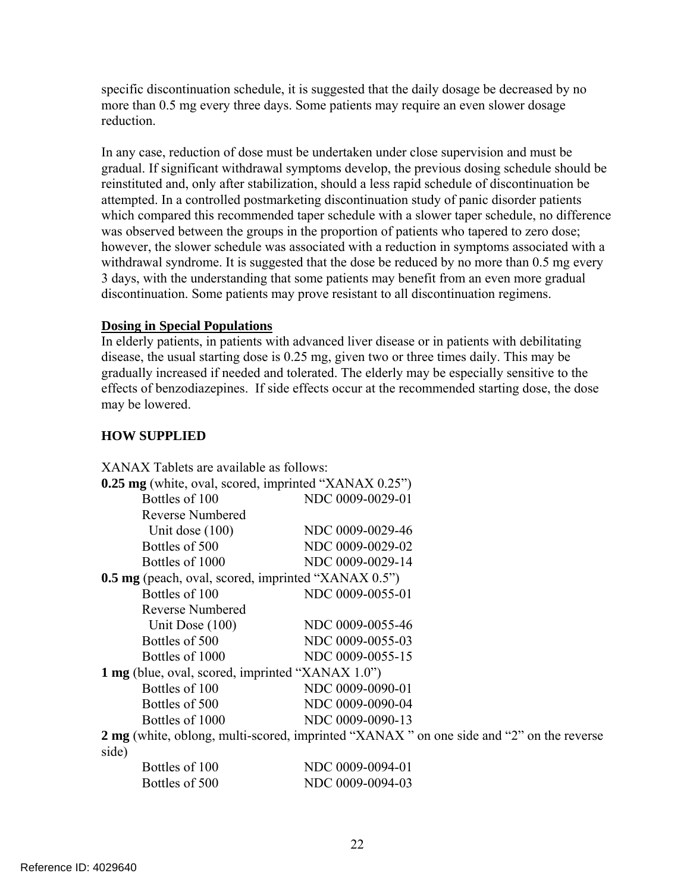specific discontinuation schedule, it is suggested that the daily dosage be decreased by no more than 0.5 mg every three days. Some patients may require an even slower dosage reduction.

In any case, reduction of dose must be undertaken under close supervision and must be gradual. If significant withdrawal symptoms develop, the previous dosing schedule should be reinstituted and, only after stabilization, should a less rapid schedule of discontinuation be attempted. In a controlled postmarketing discontinuation study of panic disorder patients which compared this recommended taper schedule with a slower taper schedule, no difference was observed between the groups in the proportion of patients who tapered to zero dose; however, the slower schedule was associated with a reduction in symptoms associated with a withdrawal syndrome. It is suggested that the dose be reduced by no more than 0.5 mg every 3 days, with the understanding that some patients may benefit from an even more gradual discontinuation. Some patients may prove resistant to all discontinuation regimens.

**Dosing in Special Populations**

In elderly patients, in patients with advanced liver disease or in patients with debilitating disease, the usual starting dose is 0.25 mg, given two or three times daily. This may be gradually increased if needed and tolerated. The elderly may be especially sensitive to the effects of benzodiazepines. If side effects occur at the recommended starting dose, the dose may be lowered.

## HOW SUPPLIED

XANAX Tablets are available as follows:

**0.25 mg** (white, oval, scored, imprinted "XANAX 0.25")

| | |
|---|---|
| Bottles of 100 | NDC 0009-0029-01 |
| Reverse Numbered Unit dose (100) | NDC 0009-0029-46 |
| Bottles of 500 | NDC 0009-0029-02 |
| Bottles of 1000 | NDC 0009-0029-14 |

**0.5 mg** (peach, oval, scored, imprinted "XANAX 0.5")

| | |
|---|---|
| Bottles of 100 | NDC 0009-0055-01 |
| Reverse Numbered Unit Dose (100) | NDC 0009-0055-46 |
| Bottles of 500 | NDC 0009-0055-03 |
| Bottles of 1000 | NDC 0009-0055-15 |

**1 mg** (blue, oval, scored, imprinted "XANAX 1.0")

| | |
|---|---|
| Bottles of 100 | NDC 0009-0090-01 |
| Bottles of 500 | NDC 0009-0090-04 |
| Bottles of 1000 | NDC 0009-0090-13 |

**2 mg** (white, oblong, multi-scored, imprinted "XANAX " on one side and "2" on the reverse side)

| | |
|---|---|
| Bottles of 100 | NDC 0009-0094-01 |
| Bottles of 500 | NDC 0009-0094-03 |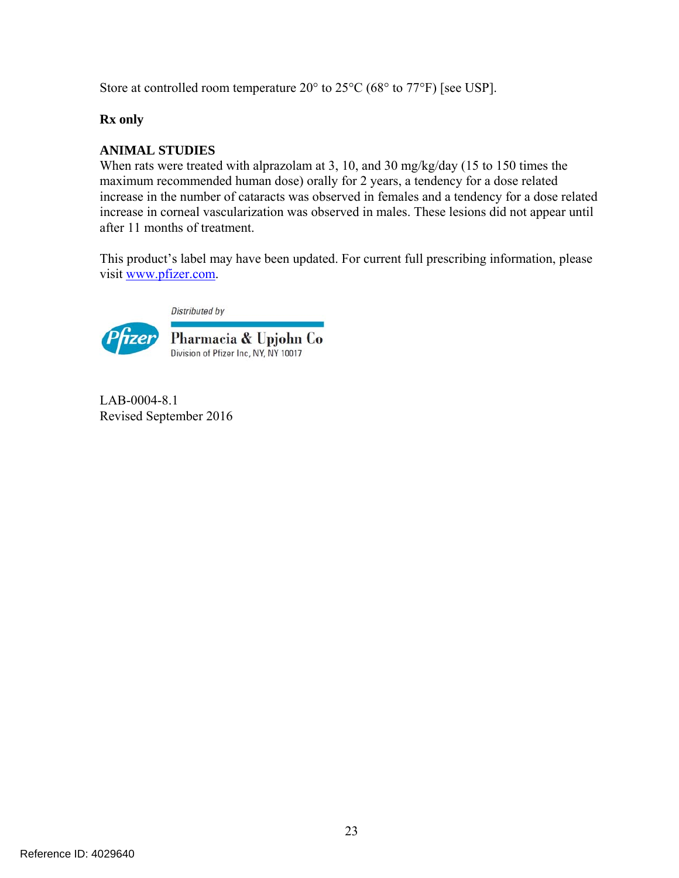Store at controlled room temperature 20° to 25°C (68° to 77°F) [see USP].

**Rx only**

**ANIMAL STUDIES**

When rats were treated with alprazolam at 3, 10, and 30 mg/kg/day (15 to 150 times the maximum recommended human dose) orally for 2 years, a tendency for a dose related increase in the number of cataracts was observed in females and a tendency for a dose related increase in corneal vascularization was observed in males. These lesions did not appear until after 11 months of treatment.

This product's label may have been updated. For current full prescribing information, please visit www.pfizer.com.

Distributed by

Pfizer

Pharmacia & Upjohn Co
Division of Pfizer Inc, NY, NY 10017

LAB-0004-8.1
Revised September 2016

Reference ID: 4029640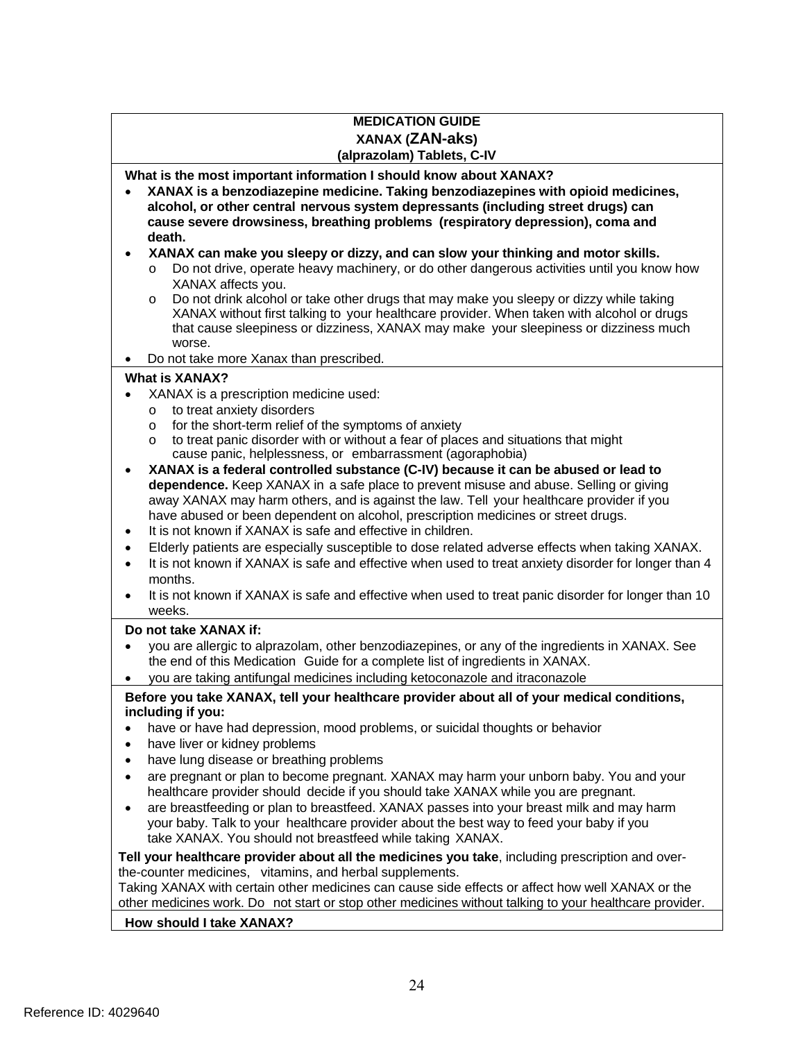**MEDICATION GUIDE**
**XANAX (ZAN-aks)**
**(alprazolam) Tablets, C-IV**

**What is the most important information I should know about XANAX?**

- **XANAX is a benzodiazepine medicine. Taking benzodiazepines with opioid medicines, alcohol, or other central nervous system depressants (including street drugs) can cause severe drowsiness, breathing problems (respiratory depression), coma and death.**
- **XANAX can make you sleepy or dizzy, and can slow your thinking and motor skills.**
  - Do not drive, operate heavy machinery, or do other dangerous activities until you know how XANAX affects you.
  - Do not drink alcohol or take other drugs that may make you sleepy or dizzy while taking XANAX without first talking to your healthcare provider. When taken with alcohol or drugs that cause sleepiness or dizziness, XANAX may make your sleepiness or dizziness much worse.
- Do not take more Xanax than prescribed.

**What is XANAX?**

- XANAX is a prescription medicine used:
  - to treat anxiety disorders
  - for the short-term relief of the symptoms of anxiety
  - to treat panic disorder with or without a fear of places and situations that might cause panic, helplessness, or embarrassment (agoraphobia)
- **XANAX is a federal controlled substance (C-IV) because it can be abused or lead to dependence.** Keep XANAX in a safe place to prevent misuse and abuse. Selling or giving away XANAX may harm others, and is against the law. Tell your healthcare provider if you have abused or been dependent on alcohol, prescription medicines or street drugs.
- It is not known if XANAX is safe and effective in children.
- Elderly patients are especially susceptible to dose related adverse effects when taking XANAX.
- It is not known if XANAX is safe and effective when used to treat anxiety disorder for longer than 4 months.
- It is not known if XANAX is safe and effective when used to treat panic disorder for longer than 10 weeks.

**Do not take XANAX if:**

- you are allergic to alprazolam, other benzodiazepines, or any of the ingredients in XANAX. See the end of this Medication Guide for a complete list of ingredients in XANAX.
- you are taking antifungal medicines including ketoconazole and itraconazole

**Before you take XANAX, tell your healthcare provider about all of your medical conditions, including if you:**

- have or have had depression, mood problems, or suicidal thoughts or behavior
- have liver or kidney problems
- have lung disease or breathing problems
- are pregnant or plan to become pregnant. XANAX may harm your unborn baby. You and your healthcare provider should decide if you should take XANAX while you are pregnant.
- are breastfeeding or plan to breastfeed. XANAX passes into your breast milk and may harm your baby. Talk to your healthcare provider about the best way to feed your baby if you take XANAX. You should not breastfeed while taking XANAX.

**Tell your healthcare provider about all the medicines you take**, including prescription and over-the-counter medicines, vitamins, and herbal supplements.
Taking XANAX with certain other medicines can cause side effects or affect how well XANAX or the other medicines work. Do not start or stop other medicines without talking to your healthcare provider.

**How should I take XANAX?**

Reference ID: 4029640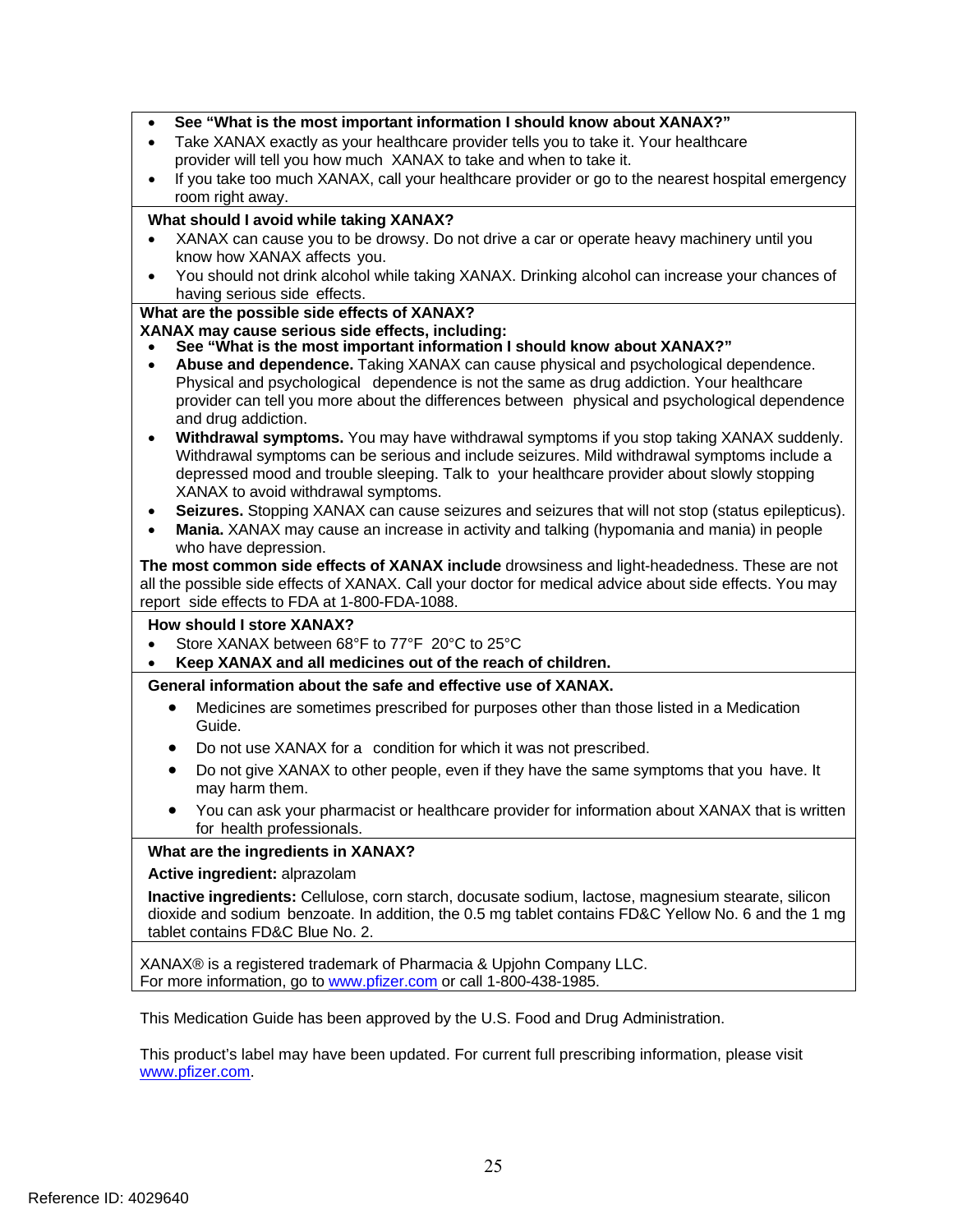- **See "What is the most important information I should know about XANAX?"**
- Take XANAX exactly as your healthcare provider tells you to take it. Your healthcare provider will tell you how much XANAX to take and when to take it.
- If you take too much XANAX, call your healthcare provider or go to the nearest hospital emergency room right away.

**What should I avoid while taking XANAX?**

- XANAX can cause you to be drowsy. Do not drive a car or operate heavy machinery until you know how XANAX affects you.
- You should not drink alcohol while taking XANAX. Drinking alcohol can increase your chances of having serious side effects.

**What are the possible side effects of XANAX?**
**XANAX may cause serious side effects, including:**

- **See "What is the most important information I should know about XANAX?"**
- **Abuse and dependence.** Taking XANAX can cause physical and psychological dependence. Physical and psychological dependence is not the same as drug addiction. Your healthcare provider can tell you more about the differences between physical and psychological dependence and drug addiction.
- **Withdrawal symptoms.** You may have withdrawal symptoms if you stop taking XANAX suddenly. Withdrawal symptoms can be serious and include seizures. Mild withdrawal symptoms include a depressed mood and trouble sleeping. Talk to your healthcare provider about slowly stopping XANAX to avoid withdrawal symptoms.
- **Seizures.** Stopping XANAX can cause seizures and seizures that will not stop (status epilepticus).
- **Mania.** XANAX may cause an increase in activity and talking (hypomania and mania) in people who have depression.

**The most common side effects of XANAX include** drowsiness and light-headedness. These are not all the possible side effects of XANAX. Call your doctor for medical advice about side effects. You may report side effects to FDA at 1-800-FDA-1088.

**How should I store XANAX?**

- Store XANAX between 68°F to 77°F 20°C to 25°C
- **Keep XANAX and all medicines out of the reach of children.**

**General information about the safe and effective use of XANAX.**

- Medicines are sometimes prescribed for purposes other than those listed in a Medication Guide.
- Do not use XANAX for a condition for which it was not prescribed.
- Do not give XANAX to other people, even if they have the same symptoms that you have. It may harm them.
- You can ask your pharmacist or healthcare provider for information about XANAX that is written for health professionals.

**What are the ingredients in XANAX?**

**Active ingredient:** alprazolam

**Inactive ingredients:** Cellulose, corn starch, docusate sodium, lactose, magnesium stearate, silicon dioxide and sodium benzoate. In addition, the 0.5 mg tablet contains FD&C Yellow No. 6 and the 1 mg tablet contains FD&C Blue No. 2.

XANAX® is a registered trademark of Pharmacia & Upjohn Company LLC.
For more information, go to www.pfizer.com or call 1-800-438-1985.

This Medication Guide has been approved by the U.S. Food and Drug Administration.

This product's label may have been updated. For current full prescribing information, please visit www.pfizer.com.

Reference ID: 4029640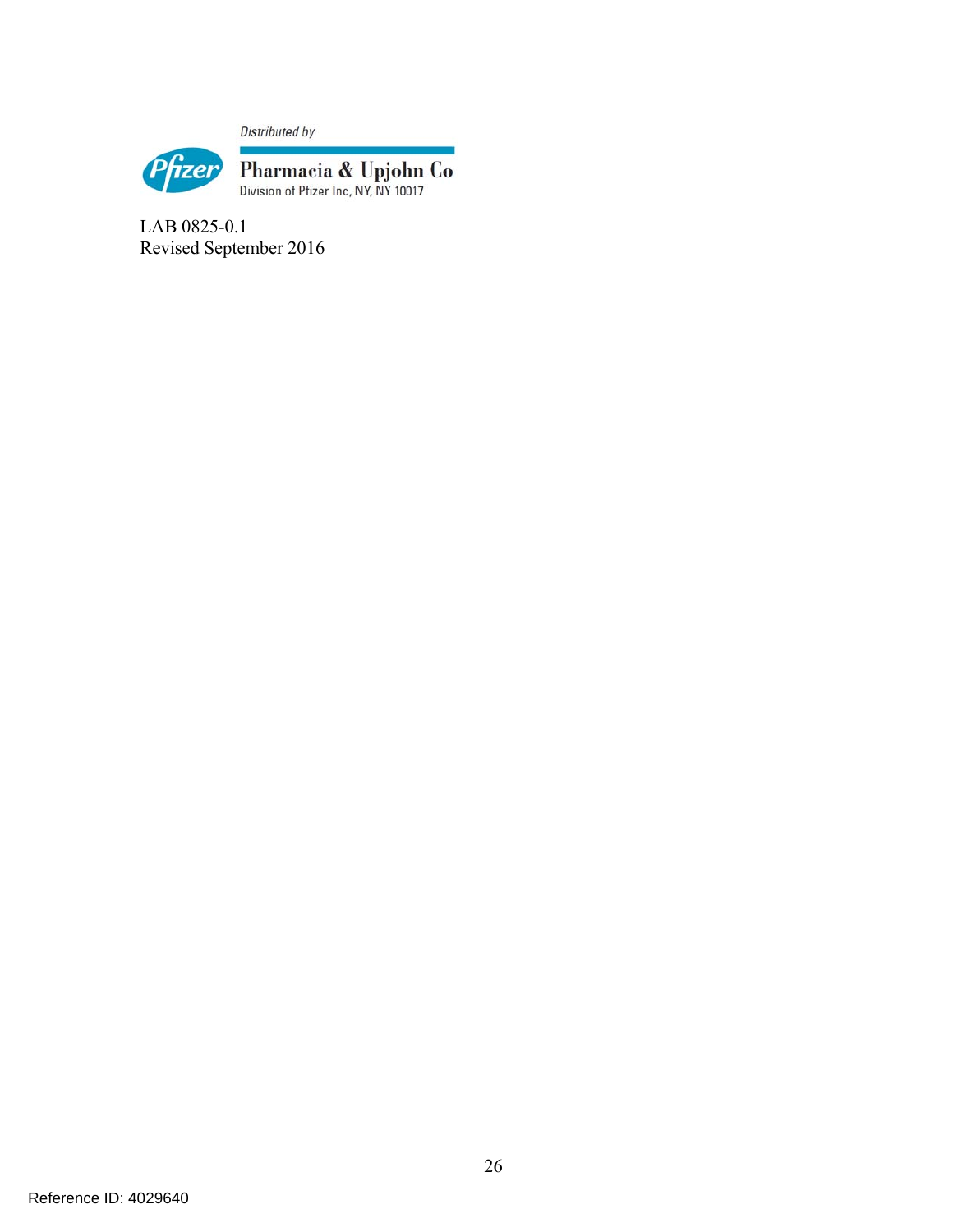Distributed by

Pfizer

Pharmacia & Upjohn Co
Division of Pfizer Inc, NY, NY 10017

LAB 0825-0.1
Revised September 2016

Reference ID: 4029640